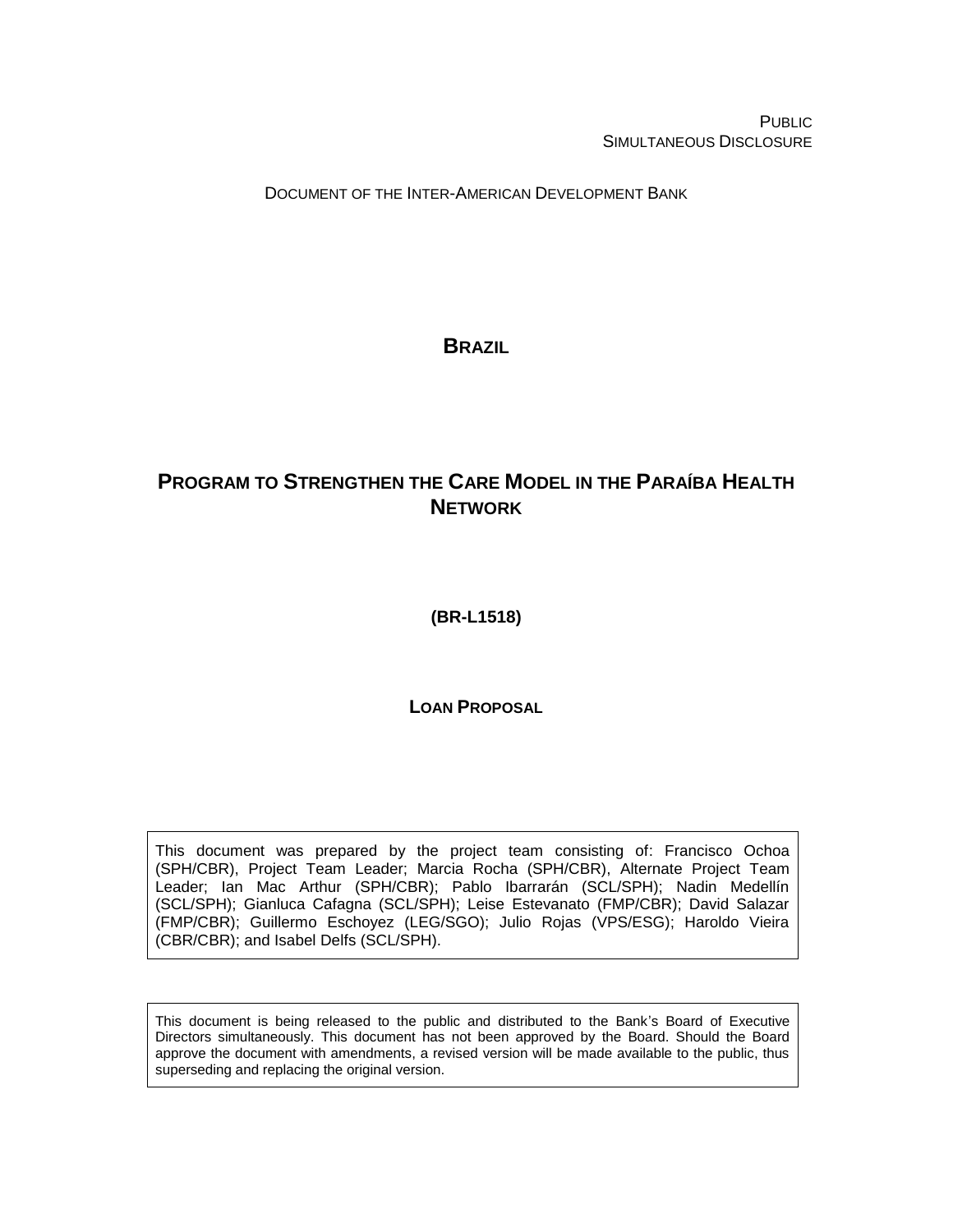PUBLIC
SIMULTANEOUS DISCLOSURE

DOCUMENT OF THE INTER-AMERICAN DEVELOPMENT BANK

# BRAZIL

# PROGRAM TO STRENGTHEN THE CARE MODEL IN THE PARAÍBA HEALTH NETWORK

**(BR-L1518)**

**LOAN PROPOSAL**

This document was prepared by the project team consisting of: Francisco Ochoa (SPH/CBR), Project Team Leader; Marcia Rocha (SPH/CBR), Alternate Project Team Leader; Ian Mac Arthur (SPH/CBR); Pablo Ibarrarán (SCL/SPH); Nadin Medellín (SCL/SPH); Gianluca Cafagna (SCL/SPH); Leise Estevanato (FMP/CBR); David Salazar (FMP/CBR); Guillermo Eschoyez (LEG/SGO); Julio Rojas (VPS/ESG); Haroldo Vieira (CBR/CBR); and Isabel Delfs (SCL/SPH).

This document is being released to the public and distributed to the Bank's Board of Executive Directors simultaneously. This document has not been approved by the Board. Should the Board approve the document with amendments, a revised version will be made available to the public, thus superseding and replacing the original version.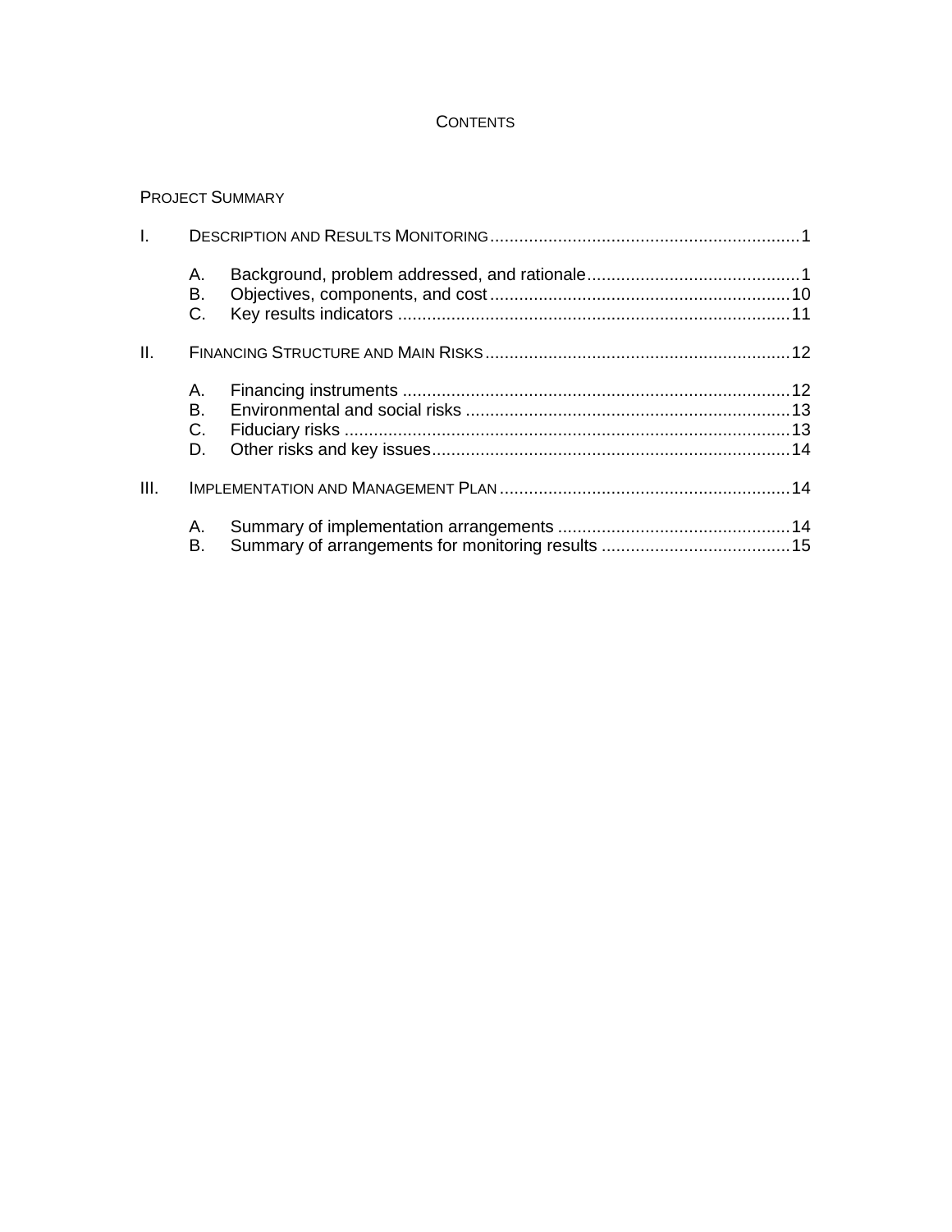# CONTENTS

PROJECT SUMMARY

I. DESCRIPTION AND RESULTS MONITORING ........................................ 1

- A. Background, problem addressed, and rationale ........................................ 1
- B. Objectives, components, and cost ........................................ 10
- C. Key results indicators ........................................ 11

II. FINANCING STRUCTURE AND MAIN RISKS ........................................ 12

- A. Financing instruments ........................................ 12
- B. Environmental and social risks ........................................ 13
- C. Fiduciary risks ........................................ 13
- D. Other risks and key issues ........................................ 14

III. IMPLEMENTATION AND MANAGEMENT PLAN ........................................ 14

- A. Summary of implementation arrangements ........................................ 14
- B. Summary of arrangements for monitoring results ........................................ 15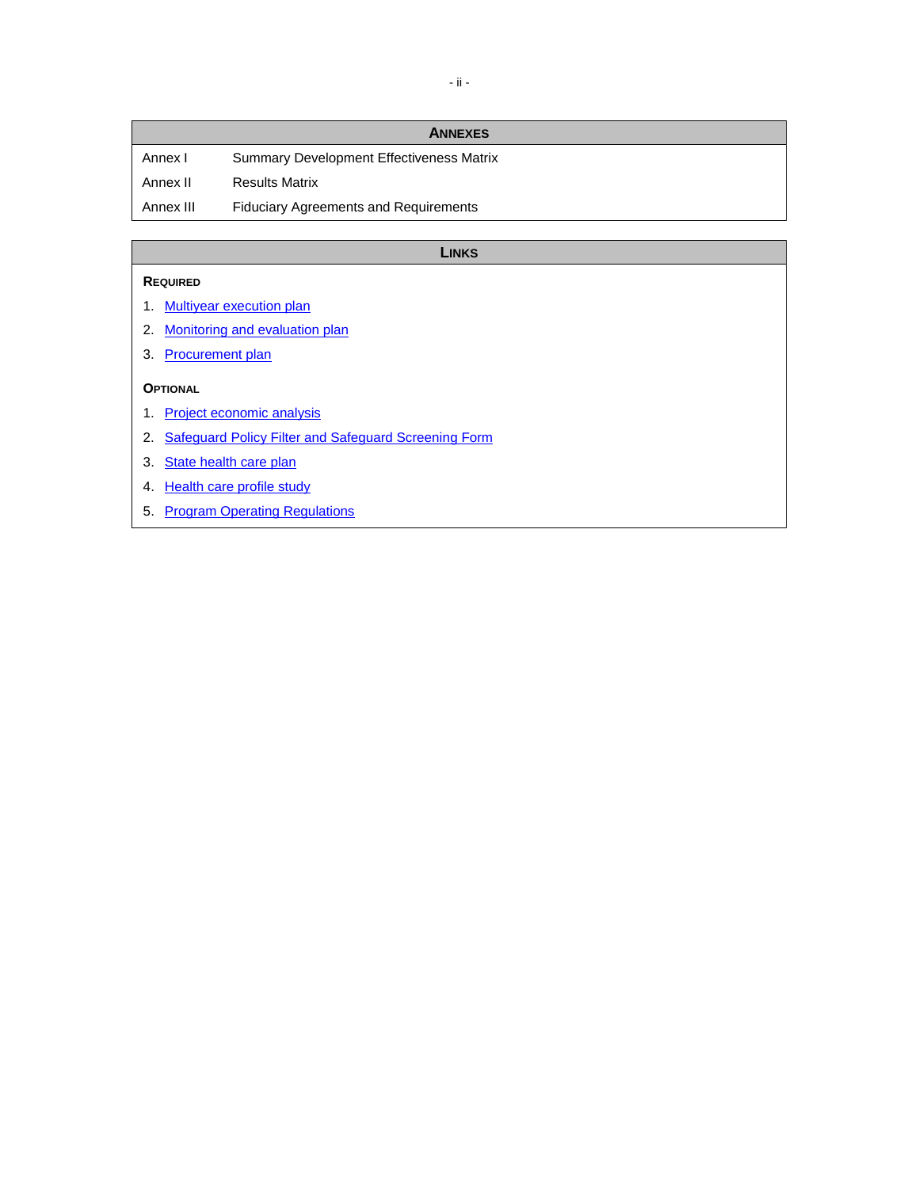| ANNEXES | |
|---|---|
| Annex I | Summary Development Effectiveness Matrix |
| Annex II | Results Matrix |
| Annex III | Fiduciary Agreements and Requirements |

## LINKS

**REQUIRED**

1. Multiyear execution plan
2. Monitoring and evaluation plan
3. Procurement plan

**OPTIONAL**

1. Project economic analysis
2. Safeguard Policy Filter and Safeguard Screening Form
3. State health care plan
4. Health care profile study
5. Program Operating Regulations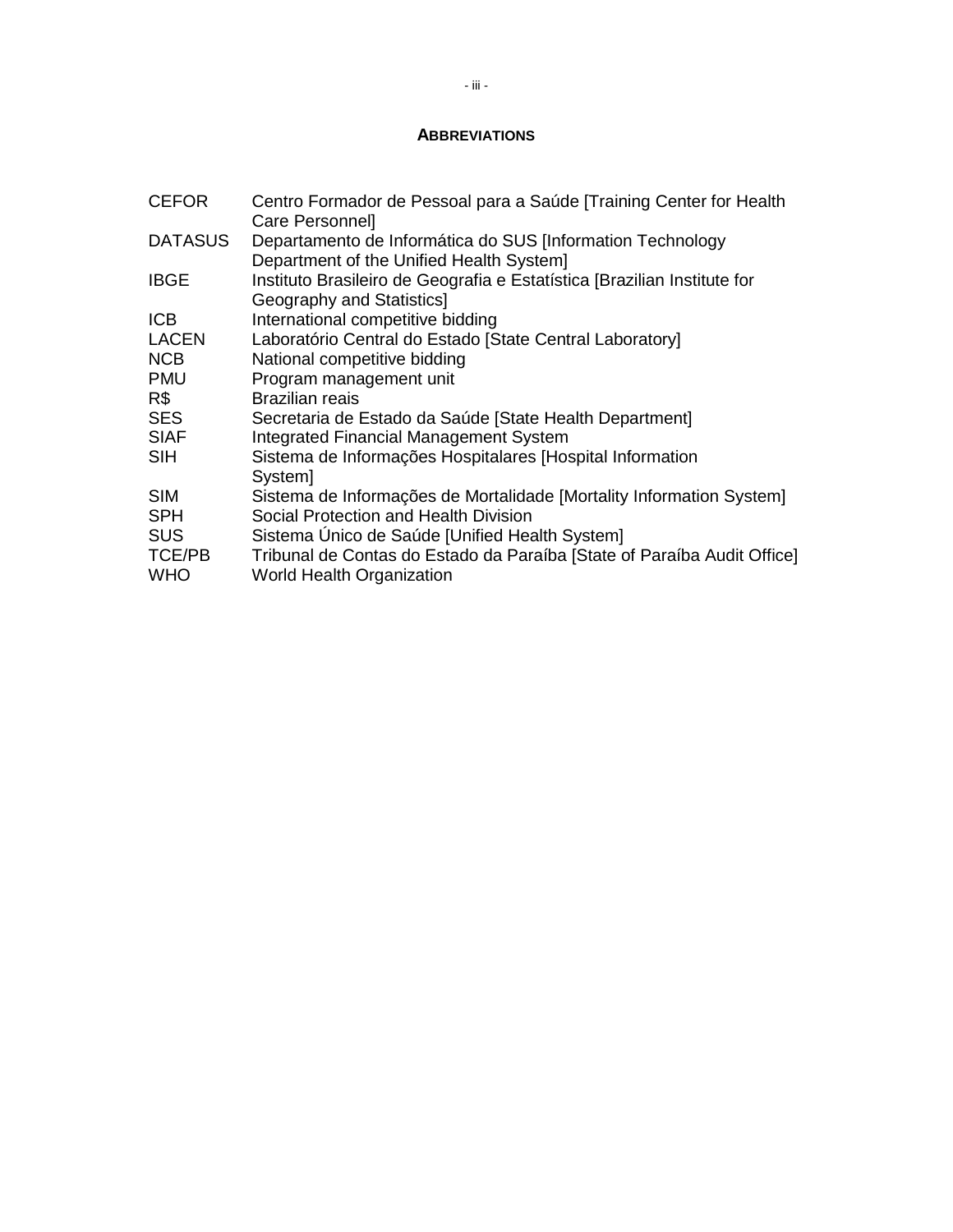## ABBREVIATIONS

| | |
|---|---|
| CEFOR | Centro Formador de Pessoal para a Saúde [Training Center for Health Care Personnel] |
| DATASUS | Departamento de Informática do SUS [Information Technology Department of the Unified Health System] |
| IBGE | Instituto Brasileiro de Geografia e Estatística [Brazilian Institute for Geography and Statistics] |
| ICB | International competitive bidding |
| LACEN | Laboratório Central do Estado [State Central Laboratory] |
| NCB | National competitive bidding |
| PMU | Program management unit |
| R$ | Brazilian reais |
| SES | Secretaria de Estado da Saúde [State Health Department] |
| SIAF | Integrated Financial Management System |
| SIH | Sistema de Informações Hospitalares [Hospital Information System] |
| SIM | Sistema de Informações de Mortalidade [Mortality Information System] |
| SPH | Social Protection and Health Division |
| SUS | Sistema Único de Saúde [Unified Health System] |
| TCE/PB | Tribunal de Contas do Estado da Paraíba [State of Paraíba Audit Office] |
| WHO | World Health Organization |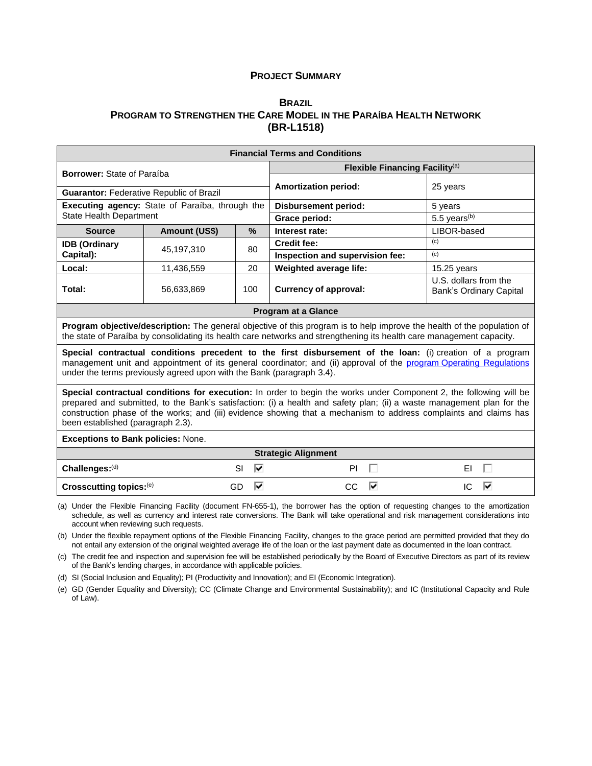## PROJECT SUMMARY

## BRAZIL
## PROGRAM TO STRENGTHEN THE CARE MODEL IN THE PARAÍBA HEALTH NETWORK
## (BR-L1518)

| Financial Terms and Conditions | | | | |
|---|---|---|---|---|
| **Borrower:** State of Paraíba | | | **Flexible Financing Facility**[a] | |
| **Guarantor:** Federative Republic of Brazil | | | **Amortization period:** | 25 years |
| **Executing agency:** State of Paraíba, through the State Health Department | | | **Disbursement period:** | 5 years |
| | | | **Grace period:** | 5.5 years[b] |
| **Source** | **Amount (US$)** | **%** | **Interest rate:** | LIBOR-based |
| **IDB (Ordinary Capital):** | 45,197,310 | 80 | **Credit fee:** | [c] |
| | | | **Inspection and supervision fee:** | [c] |
| **Local:** | 11,436,559 | 20 | **Weighted average life:** | 15.25 years |
| **Total:** | 56,633,869 | 100 | **Currency of approval:** | U.S. dollars from the Bank's Ordinary Capital |

**Program at a Glance**

**Program objective/description:** The general objective of this program is to help improve the health of the population of the state of Paraíba by consolidating its health care networks and strengthening its health care management capacity.

**Special contractual conditions precedent to the first disbursement of the loan:** (i) creation of a program management unit and appointment of its general coordinator; and (ii) approval of the program Operating Regulations under the terms previously agreed upon with the Bank (paragraph 3.4).

**Special contractual conditions for execution:** In order to begin the works under Component 2, the following will be prepared and submitted, to the Bank's satisfaction: (i) a health and safety plan; (ii) a waste management plan for the construction phase of the works; and (iii) evidence showing that a mechanism to address complaints and claims has been established (paragraph 2.3).

**Exceptions to Bank policies:** None.

| Strategic Alignment | | | |
|---|---|---|---|
| **Challenges:**[d] | SI ☑ | PI ☐ | EI ☐ |
| **Crosscutting topics:**[e] | GD ☑ | CC ☑ | IC ☑ |

(a) Under the Flexible Financing Facility (document FN-655-1), the borrower has the option of requesting changes to the amortization schedule, as well as currency and interest rate conversions. The Bank will take operational and risk management considerations into account when reviewing such requests.

(b) Under the flexible repayment options of the Flexible Financing Facility, changes to the grace period are permitted provided that they do not entail any extension of the original weighted average life of the loan or the last payment date as documented in the loan contract.

(c) The credit fee and inspection and supervision fee will be established periodically by the Board of Executive Directors as part of its review of the Bank's lending charges, in accordance with applicable policies.

(d) SI (Social Inclusion and Equality); PI (Productivity and Innovation); and EI (Economic Integration).

(e) GD (Gender Equality and Diversity); CC (Climate Change and Environmental Sustainability); and IC (Institutional Capacity and Rule of Law).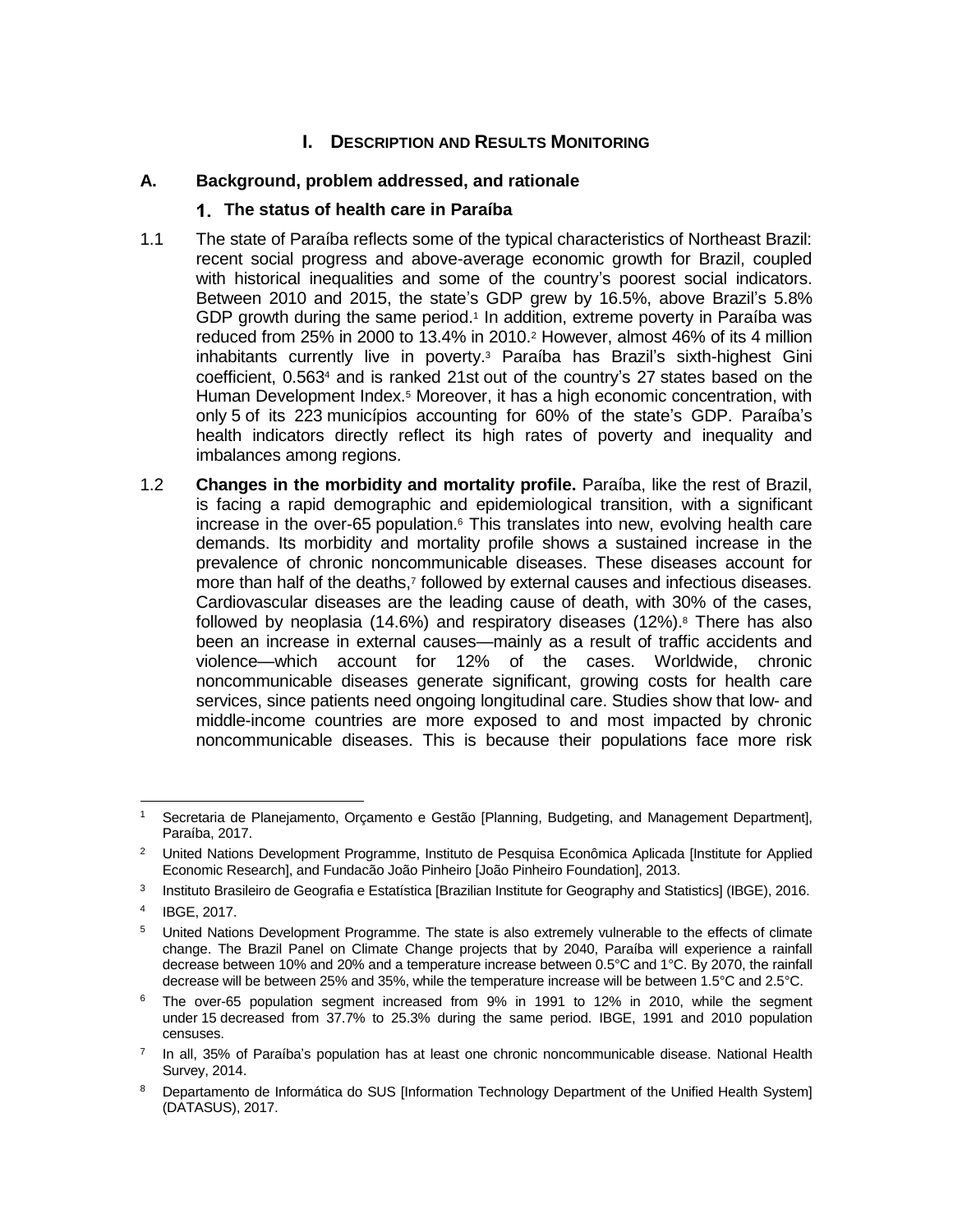# I. DESCRIPTION AND RESULTS MONITORING

## A. Background, problem addressed, and rationale

### 1. The status of health care in Paraíba

1.1 The state of Paraíba reflects some of the typical characteristics of Northeast Brazil: recent social progress and above-average economic growth for Brazil, coupled with historical inequalities and some of the country's poorest social indicators. Between 2010 and 2015, the state's GDP grew by 16.5%, above Brazil's 5.8% GDP growth during the same period.[1] In addition, extreme poverty in Paraíba was reduced from 25% in 2000 to 13.4% in 2010.[2] However, almost 46% of its 4 million inhabitants currently live in poverty.[3] Paraíba has Brazil's sixth-highest Gini coefficient, 0.563[4] and is ranked 21st out of the country's 27 states based on the Human Development Index.[5] Moreover, it has a high economic concentration, with only 5 of its 223 municípios accounting for 60% of the state's GDP. Paraíba's health indicators directly reflect its high rates of poverty and inequality and imbalances among regions.

1.2 **Changes in the morbidity and mortality profile.** Paraíba, like the rest of Brazil, is facing a rapid demographic and epidemiological transition, with a significant increase in the over-65 population.[6] This translates into new, evolving health care demands. Its morbidity and mortality profile shows a sustained increase in the prevalence of chronic noncommunicable diseases. These diseases account for more than half of the deaths,[7] followed by external causes and infectious diseases. Cardiovascular diseases are the leading cause of death, with 30% of the cases, followed by neoplasia (14.6%) and respiratory diseases (12%).[8] There has also been an increase in external causes—mainly as a result of traffic accidents and violence—which account for 12% of the cases. Worldwide, chronic noncommunicable diseases generate significant, growing costs for health care services, since patients need ongoing longitudinal care. Studies show that low- and middle-income countries are more exposed to and most impacted by chronic noncommunicable diseases. This is because their populations face more risk

---

[1] Secretaria de Planejamento, Orçamento e Gestão [Planning, Budgeting, and Management Department], Paraíba, 2017.

[2] United Nations Development Programme, Instituto de Pesquisa Econômica Aplicada [Institute for Applied Economic Research], and Fundacão João Pinheiro [João Pinheiro Foundation], 2013.

[3] Instituto Brasileiro de Geografia e Estatística [Brazilian Institute for Geography and Statistics] (IBGE), 2016.

[4] IBGE, 2017.

[5] United Nations Development Programme. The state is also extremely vulnerable to the effects of climate change. The Brazil Panel on Climate Change projects that by 2040, Paraíba will experience a rainfall decrease between 10% and 20% and a temperature increase between 0.5°C and 1°C. By 2070, the rainfall decrease will be between 25% and 35%, while the temperature increase will be between 1.5°C and 2.5°C.

[6] The over-65 population segment increased from 9% in 1991 to 12% in 2010, while the segment under 15 decreased from 37.7% to 25.3% during the same period. IBGE, 1991 and 2010 population censuses.

[7] In all, 35% of Paraíba's population has at least one chronic noncommunicable disease. National Health Survey, 2014.

[8] Departamento de Informática do SUS [Information Technology Department of the Unified Health System] (DATASUS), 2017.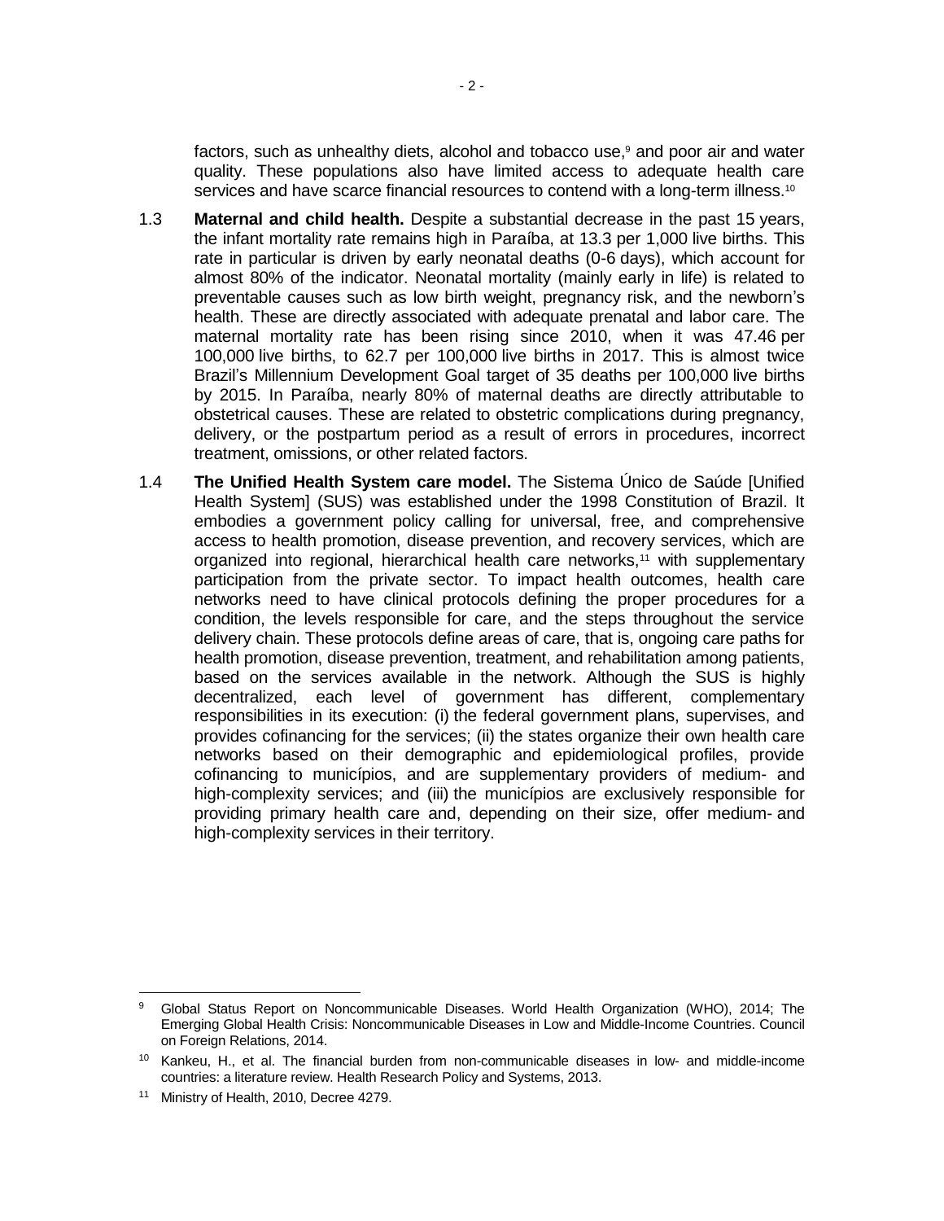factors, such as unhealthy diets, alcohol and tobacco use,[9] and poor air and water quality. These populations also have limited access to adequate health care services and have scarce financial resources to contend with a long-term illness.[10]

1.3 **Maternal and child health.** Despite a substantial decrease in the past 15 years, the infant mortality rate remains high in Paraíba, at 13.3 per 1,000 live births. This rate in particular is driven by early neonatal deaths (0-6 days), which account for almost 80% of the indicator. Neonatal mortality (mainly early in life) is related to preventable causes such as low birth weight, pregnancy risk, and the newborn's health. These are directly associated with adequate prenatal and labor care. The maternal mortality rate has been rising since 2010, when it was 47.46 per 100,000 live births, to 62.7 per 100,000 live births in 2017. This is almost twice Brazil's Millennium Development Goal target of 35 deaths per 100,000 live births by 2015. In Paraíba, nearly 80% of maternal deaths are directly attributable to obstetrical causes. These are related to obstetric complications during pregnancy, delivery, or the postpartum period as a result of errors in procedures, incorrect treatment, omissions, or other related factors.

1.4 **The Unified Health System care model.** The Sistema Único de Saúde [Unified Health System] (SUS) was established under the 1998 Constitution of Brazil. It embodies a government policy calling for universal, free, and comprehensive access to health promotion, disease prevention, and recovery services, which are organized into regional, hierarchical health care networks,[11] with supplementary participation from the private sector. To impact health outcomes, health care networks need to have clinical protocols defining the proper procedures for a condition, the levels responsible for care, and the steps throughout the service delivery chain. These protocols define areas of care, that is, ongoing care paths for health promotion, disease prevention, treatment, and rehabilitation among patients, based on the services available in the network. Although the SUS is highly decentralized, each level of government has different, complementary responsibilities in its execution: (i) the federal government plans, supervises, and provides cofinancing for the services; (ii) the states organize their own health care networks based on their demographic and epidemiological profiles, provide cofinancing to municípios, and are supplementary providers of medium- and high-complexity services; and (iii) the municípios are exclusively responsible for providing primary health care and, depending on their size, offer medium- and high-complexity services in their territory.

---

[9] Global Status Report on Noncommunicable Diseases. World Health Organization (WHO), 2014; The Emerging Global Health Crisis: Noncommunicable Diseases in Low and Middle-Income Countries. Council on Foreign Relations, 2014.

[10] Kankeu, H., et al. The financial burden from non-communicable diseases in low- and middle-income countries: a literature review. Health Research Policy and Systems, 2013.

[11] Ministry of Health, 2010, Decree 4279.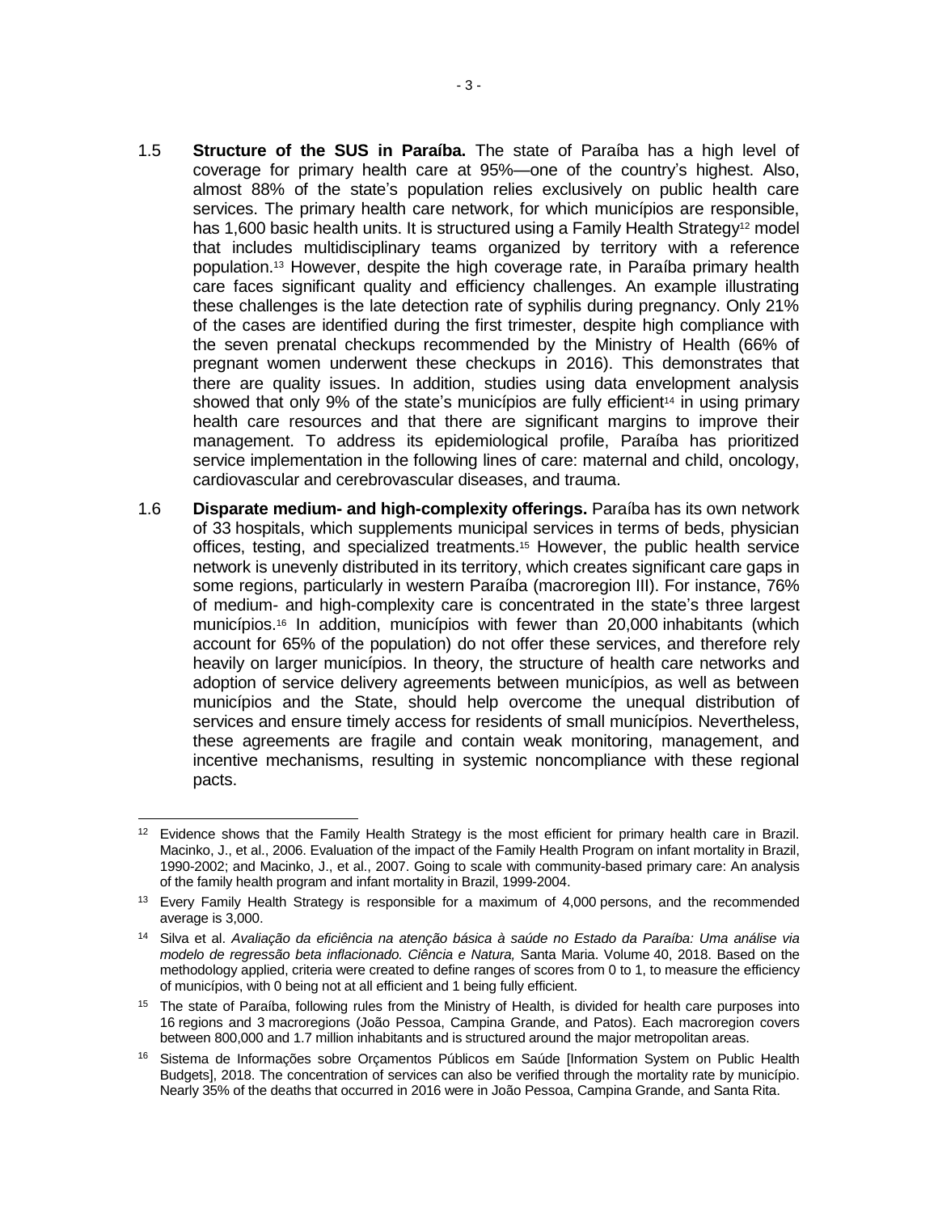1.5 **Structure of the SUS in Paraíba.** The state of Paraíba has a high level of coverage for primary health care at 95%—one of the country's highest. Also, almost 88% of the state's population relies exclusively on public health care services. The primary health care network, for which municípios are responsible, has 1,600 basic health units. It is structured using a Family Health Strategy[12] model that includes multidisciplinary teams organized by territory with a reference population.[13] However, despite the high coverage rate, in Paraíba primary health care faces significant quality and efficiency challenges. An example illustrating these challenges is the late detection rate of syphilis during pregnancy. Only 21% of the cases are identified during the first trimester, despite high compliance with the seven prenatal checkups recommended by the Ministry of Health (66% of pregnant women underwent these checkups in 2016). This demonstrates that there are quality issues. In addition, studies using data envelopment analysis showed that only 9% of the state's municípios are fully efficient[14] in using primary health care resources and that there are significant margins to improve their management. To address its epidemiological profile, Paraíba has prioritized service implementation in the following lines of care: maternal and child, oncology, cardiovascular and cerebrovascular diseases, and trauma.

1.6 **Disparate medium- and high-complexity offerings.** Paraíba has its own network of 33 hospitals, which supplements municipal services in terms of beds, physician offices, testing, and specialized treatments.[15] However, the public health service network is unevenly distributed in its territory, which creates significant care gaps in some regions, particularly in western Paraíba (macroregion III). For instance, 76% of medium- and high-complexity care is concentrated in the state's three largest municípios.[16] In addition, municípios with fewer than 20,000 inhabitants (which account for 65% of the population) do not offer these services, and therefore rely heavily on larger municípios. In theory, the structure of health care networks and adoption of service delivery agreements between municípios, as well as between municípios and the State, should help overcome the unequal distribution of services and ensure timely access for residents of small municípios. Nevertheless, these agreements are fragile and contain weak monitoring, management, and incentive mechanisms, resulting in systemic noncompliance with these regional pacts.

---

[12] Evidence shows that the Family Health Strategy is the most efficient for primary health care in Brazil. Macinko, J., et al., 2006. Evaluation of the impact of the Family Health Program on infant mortality in Brazil, 1990-2002; and Macinko, J., et al., 2007. Going to scale with community-based primary care: An analysis of the family health program and infant mortality in Brazil, 1999-2004.

[13] Every Family Health Strategy is responsible for a maximum of 4,000 persons, and the recommended average is 3,000.

[14] Silva et al. *Avaliação da eficiência na atenção básica à saúde no Estado da Paraíba: Uma análise via modelo de regressão beta inflacionado. Ciência e Natura,* Santa Maria. Volume 40, 2018. Based on the methodology applied, criteria were created to define ranges of scores from 0 to 1, to measure the efficiency of municípios, with 0 being not at all efficient and 1 being fully efficient.

[15] The state of Paraíba, following rules from the Ministry of Health, is divided for health care purposes into 16 regions and 3 macroregions (João Pessoa, Campina Grande, and Patos). Each macroregion covers between 800,000 and 1.7 million inhabitants and is structured around the major metropolitan areas.

[16] Sistema de Informações sobre Orçamentos Públicos em Saúde [Information System on Public Health Budgets], 2018. The concentration of services can also be verified through the mortality rate by município. Nearly 35% of the deaths that occurred in 2016 were in João Pessoa, Campina Grande, and Santa Rita.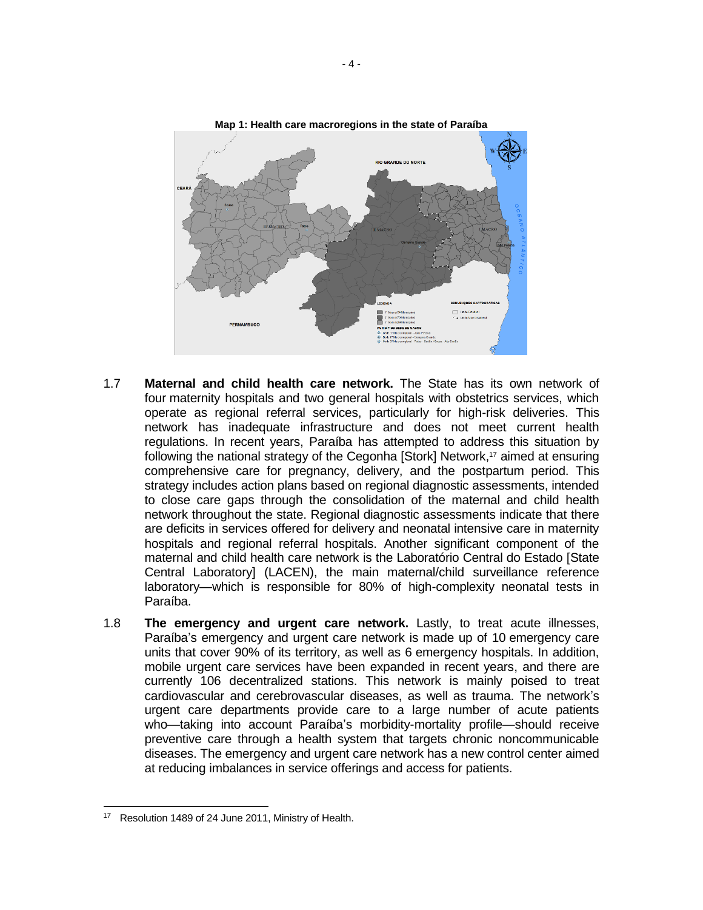**Map 1: Health care macroregions in the state of Paraíba**

1.7 **Maternal and child health care network.** The State has its own network of four maternity hospitals and two general hospitals with obstetrics services, which operate as regional referral services, particularly for high-risk deliveries. This network has inadequate infrastructure and does not meet current health regulations. In recent years, Paraíba has attempted to address this situation by following the national strategy of the Cegonha [Stork] Network,[17] aimed at ensuring comprehensive care for pregnancy, delivery, and the postpartum period. This strategy includes action plans based on regional diagnostic assessments, intended to close care gaps through the consolidation of the maternal and child health network throughout the state. Regional diagnostic assessments indicate that there are deficits in services offered for delivery and neonatal intensive care in maternity hospitals and regional referral hospitals. Another significant component of the maternal and child health care network is the Laboratório Central do Estado [State Central Laboratory] (LACEN), the main maternal/child surveillance reference laboratory—which is responsible for 80% of high-complexity neonatal tests in Paraíba.

1.8 **The emergency and urgent care network.** Lastly, to treat acute illnesses, Paraíba's emergency and urgent care network is made up of 10 emergency care units that cover 90% of its territory, as well as 6 emergency hospitals. In addition, mobile urgent care services have been expanded in recent years, and there are currently 106 decentralized stations. This network is mainly poised to treat cardiovascular and cerebrovascular diseases, as well as trauma. The network's urgent care departments provide care to a large number of acute patients who—taking into account Paraíba's morbidity-mortality profile—should receive preventive care through a health system that targets chronic noncommunicable diseases. The emergency and urgent care network has a new control center aimed at reducing imbalances in service offerings and access for patients.

[17] Resolution 1489 of 24 June 2011, Ministry of Health.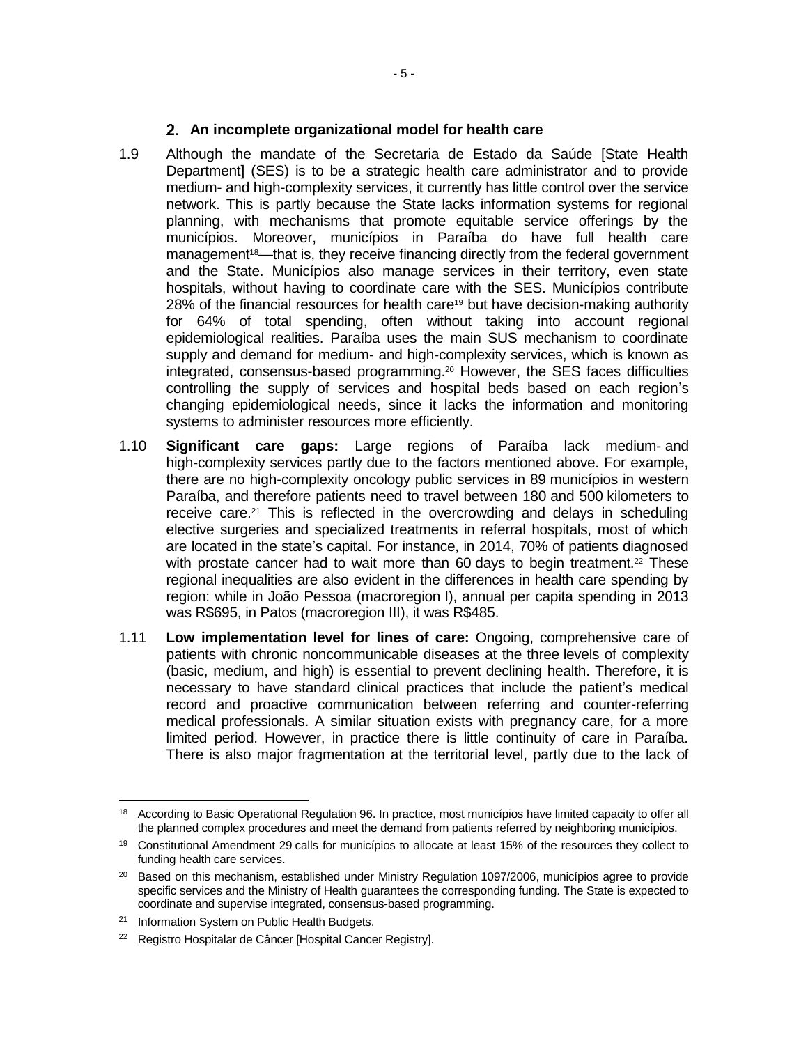## 2. An incomplete organizational model for health care

1.9 Although the mandate of the Secretaria de Estado da Saúde [State Health Department] (SES) is to be a strategic health care administrator and to provide medium- and high-complexity services, it currently has little control over the service network. This is partly because the State lacks information systems for regional planning, with mechanisms that promote equitable service offerings by the municípios. Moreover, municípios in Paraíba do have full health care management[18]—that is, they receive financing directly from the federal government and the State. Municípios also manage services in their territory, even state hospitals, without having to coordinate care with the SES. Municípios contribute 28% of the financial resources for health care[19] but have decision-making authority for 64% of total spending, often without taking into account regional epidemiological realities. Paraíba uses the main SUS mechanism to coordinate supply and demand for medium- and high-complexity services, which is known as integrated, consensus-based programming.[20] However, the SES faces difficulties controlling the supply of services and hospital beds based on each region's changing epidemiological needs, since it lacks the information and monitoring systems to administer resources more efficiently.

1.10 **Significant care gaps:** Large regions of Paraíba lack medium- and high-complexity services partly due to the factors mentioned above. For example, there are no high-complexity oncology public services in 89 municípios in western Paraíba, and therefore patients need to travel between 180 and 500 kilometers to receive care.[21] This is reflected in the overcrowding and delays in scheduling elective surgeries and specialized treatments in referral hospitals, most of which are located in the state's capital. For instance, in 2014, 70% of patients diagnosed with prostate cancer had to wait more than 60 days to begin treatment.[22] These regional inequalities are also evident in the differences in health care spending by region: while in João Pessoa (macroregion I), annual per capita spending in 2013 was R$695, in Patos (macroregion III), it was R$485.

1.11 **Low implementation level for lines of care:** Ongoing, comprehensive care of patients with chronic noncommunicable diseases at the three levels of complexity (basic, medium, and high) is essential to prevent declining health. Therefore, it is necessary to have standard clinical practices that include the patient's medical record and proactive communication between referring and counter-referring medical professionals. A similar situation exists with pregnancy care, for a more limited period. However, in practice there is little continuity of care in Paraíba. There is also major fragmentation at the territorial level, partly due to the lack of

---

[18] According to Basic Operational Regulation 96. In practice, most municípios have limited capacity to offer all the planned complex procedures and meet the demand from patients referred by neighboring municípios.

[19] Constitutional Amendment 29 calls for municípios to allocate at least 15% of the resources they collect to funding health care services.

[20] Based on this mechanism, established under Ministry Regulation 1097/2006, municípios agree to provide specific services and the Ministry of Health guarantees the corresponding funding. The State is expected to coordinate and supervise integrated, consensus-based programming.

[21] Information System on Public Health Budgets.

[22] Registro Hospitalar de Câncer [Hospital Cancer Registry].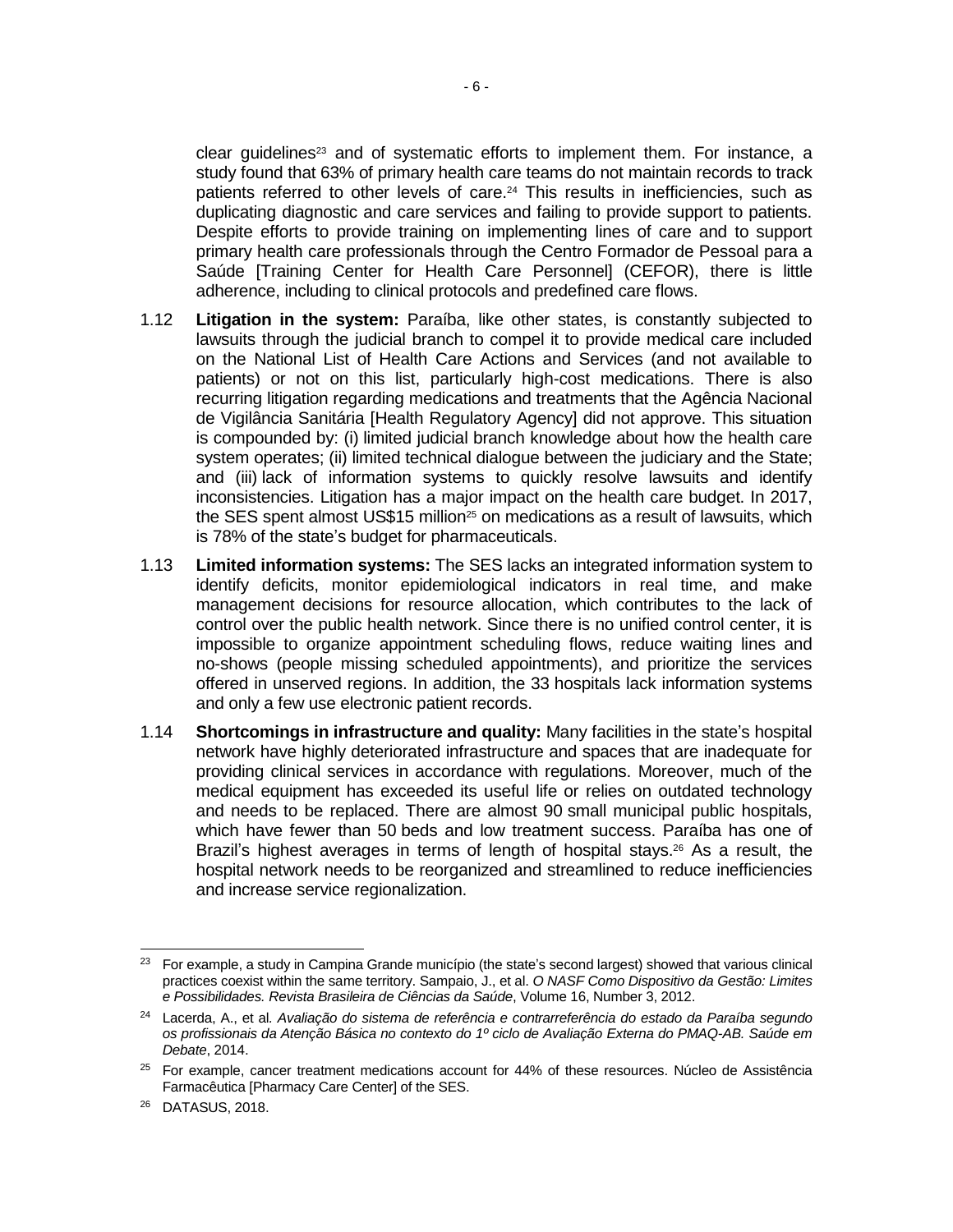clear guidelines[23] and of systematic efforts to implement them. For instance, a study found that 63% of primary health care teams do not maintain records to track patients referred to other levels of care.[24] This results in inefficiencies, such as duplicating diagnostic and care services and failing to provide support to patients. Despite efforts to provide training on implementing lines of care and to support primary health care professionals through the Centro Formador de Pessoal para a Saúde [Training Center for Health Care Personnel] (CEFOR), there is little adherence, including to clinical protocols and predefined care flows.

1.12 **Litigation in the system:** Paraíba, like other states, is constantly subjected to lawsuits through the judicial branch to compel it to provide medical care included on the National List of Health Care Actions and Services (and not available to patients) or not on this list, particularly high-cost medications. There is also recurring litigation regarding medications and treatments that the Agência Nacional de Vigilância Sanitária [Health Regulatory Agency] did not approve. This situation is compounded by: (i) limited judicial branch knowledge about how the health care system operates; (ii) limited technical dialogue between the judiciary and the State; and (iii) lack of information systems to quickly resolve lawsuits and identify inconsistencies. Litigation has a major impact on the health care budget. In 2017, the SES spent almost US$15 million[25] on medications as a result of lawsuits, which is 78% of the state's budget for pharmaceuticals.

1.13 **Limited information systems:** The SES lacks an integrated information system to identify deficits, monitor epidemiological indicators in real time, and make management decisions for resource allocation, which contributes to the lack of control over the public health network. Since there is no unified control center, it is impossible to organize appointment scheduling flows, reduce waiting lines and no-shows (people missing scheduled appointments), and prioritize the services offered in unserved regions. In addition, the 33 hospitals lack information systems and only a few use electronic patient records.

1.14 **Shortcomings in infrastructure and quality:** Many facilities in the state's hospital network have highly deteriorated infrastructure and spaces that are inadequate for providing clinical services in accordance with regulations. Moreover, much of the medical equipment has exceeded its useful life or relies on outdated technology and needs to be replaced. There are almost 90 small municipal public hospitals, which have fewer than 50 beds and low treatment success. Paraíba has one of Brazil's highest averages in terms of length of hospital stays.[26] As a result, the hospital network needs to be reorganized and streamlined to reduce inefficiencies and increase service regionalization.

---

[23] For example, a study in Campina Grande município (the state's second largest) showed that various clinical practices coexist within the same territory. Sampaio, J., et al. *O NASF Como Dispositivo da Gestão: Limites e Possibilidades. Revista Brasileira de Ciências da Saúde*, Volume 16, Number 3, 2012.

[24] Lacerda, A., et al. *Avaliação do sistema de referência e contrarreferência do estado da Paraíba segundo os profissionais da Atenção Básica no contexto do 1º ciclo de Avaliação Externa do PMAQ-AB. Saúde em Debate*, 2014.

[25] For example, cancer treatment medications account for 44% of these resources. Núcleo de Assistência Farmacêutica [Pharmacy Care Center] of the SES.

[26] DATASUS, 2018.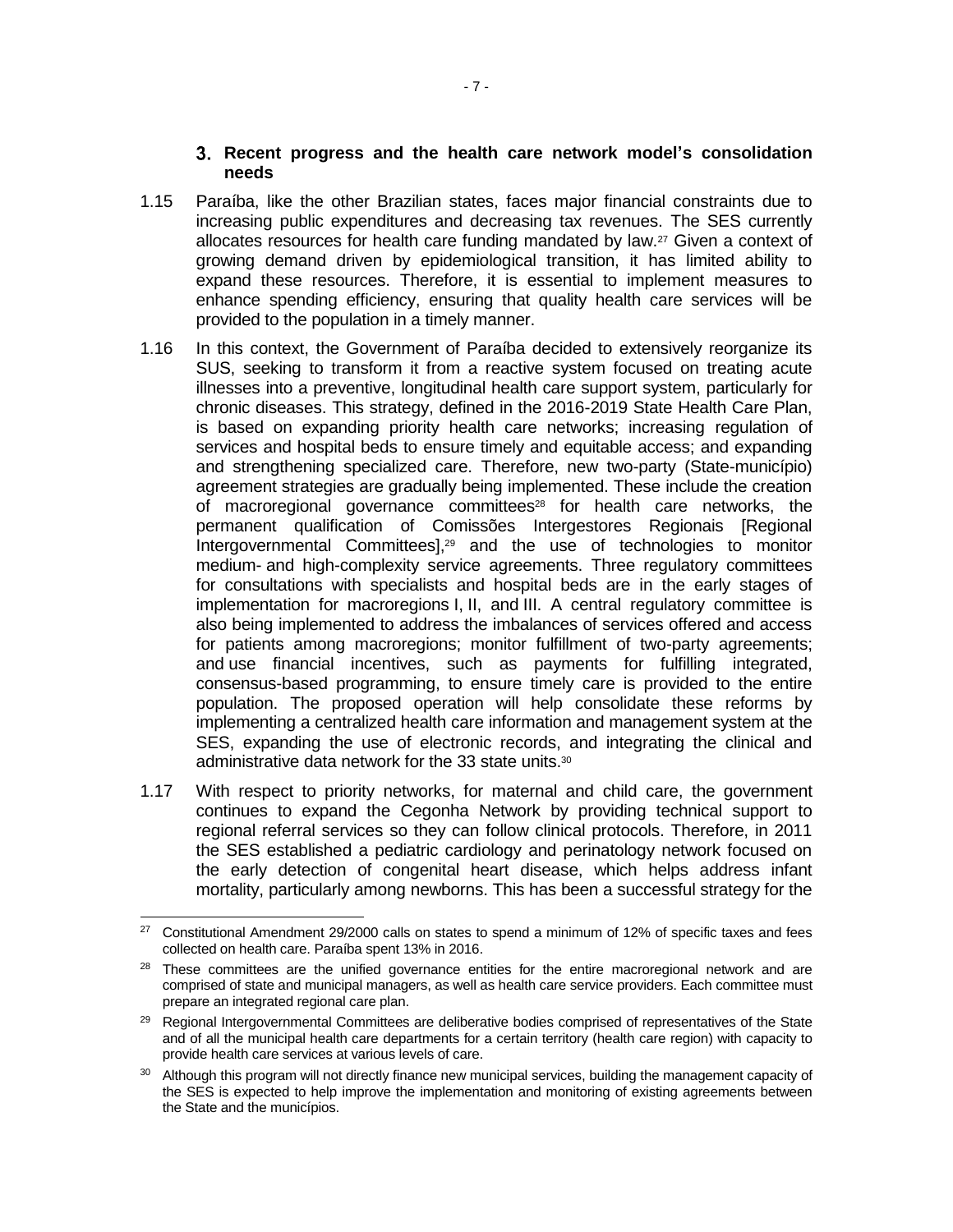### 3. Recent progress and the health care network model's consolidation needs

1.15 Paraíba, like the other Brazilian states, faces major financial constraints due to increasing public expenditures and decreasing tax revenues. The SES currently allocates resources for health care funding mandated by law.[27] Given a context of growing demand driven by epidemiological transition, it has limited ability to expand these resources. Therefore, it is essential to implement measures to enhance spending efficiency, ensuring that quality health care services will be provided to the population in a timely manner.

1.16 In this context, the Government of Paraíba decided to extensively reorganize its SUS, seeking to transform it from a reactive system focused on treating acute illnesses into a preventive, longitudinal health care support system, particularly for chronic diseases. This strategy, defined in the 2016-2019 State Health Care Plan, is based on expanding priority health care networks; increasing regulation of services and hospital beds to ensure timely and equitable access; and expanding and strengthening specialized care. Therefore, new two-party (State-município) agreement strategies are gradually being implemented. These include the creation of macroregional governance committees[28] for health care networks, the permanent qualification of Comissões Intergestores Regionais [Regional Intergovernmental Committees],[29] and the use of technologies to monitor medium- and high-complexity service agreements. Three regulatory committees for consultations with specialists and hospital beds are in the early stages of implementation for macroregions I, II, and III. A central regulatory committee is also being implemented to address the imbalances of services offered and access for patients among macroregions; monitor fulfillment of two-party agreements; and use financial incentives, such as payments for fulfilling integrated, consensus-based programming, to ensure timely care is provided to the entire population. The proposed operation will help consolidate these reforms by implementing a centralized health care information and management system at the SES, expanding the use of electronic records, and integrating the clinical and administrative data network for the 33 state units.[30]

1.17 With respect to priority networks, for maternal and child care, the government continues to expand the Cegonha Network by providing technical support to regional referral services so they can follow clinical protocols. Therefore, in 2011 the SES established a pediatric cardiology and perinatology network focused on the early detection of congenital heart disease, which helps address infant mortality, particularly among newborns. This has been a successful strategy for the

---

[27] Constitutional Amendment 29/2000 calls on states to spend a minimum of 12% of specific taxes and fees collected on health care. Paraíba spent 13% in 2016.

[28] These committees are the unified governance entities for the entire macroregional network and are comprised of state and municipal managers, as well as health care service providers. Each committee must prepare an integrated regional care plan.

[29] Regional Intergovernmental Committees are deliberative bodies comprised of representatives of the State and of all the municipal health care departments for a certain territory (health care region) with capacity to provide health care services at various levels of care.

[30] Although this program will not directly finance new municipal services, building the management capacity of the SES is expected to help improve the implementation and monitoring of existing agreements between the State and the municípios.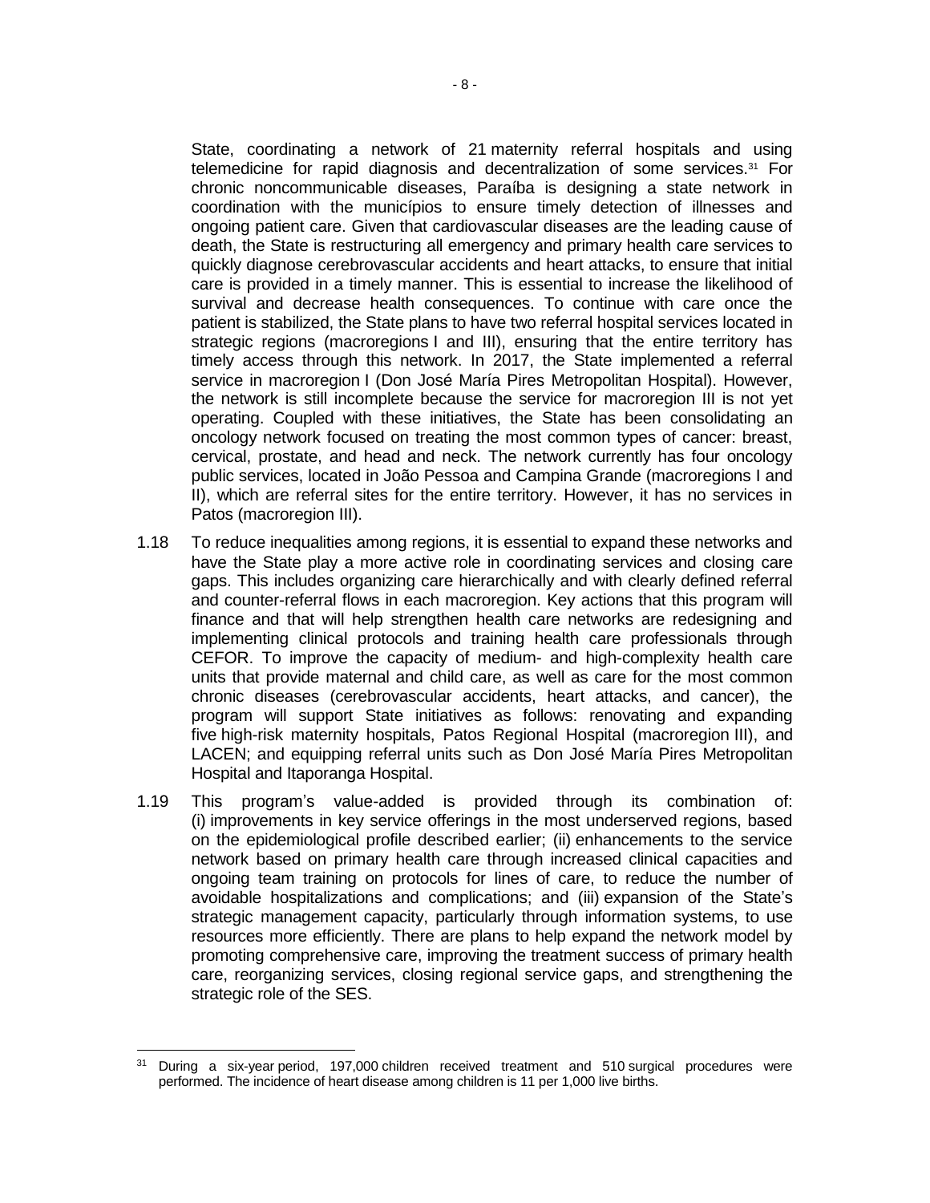State, coordinating a network of 21 maternity referral hospitals and using telemedicine for rapid diagnosis and decentralization of some services.[31] For chronic noncommunicable diseases, Paraíba is designing a state network in coordination with the municípios to ensure timely detection of illnesses and ongoing patient care. Given that cardiovascular diseases are the leading cause of death, the State is restructuring all emergency and primary health care services to quickly diagnose cerebrovascular accidents and heart attacks, to ensure that initial care is provided in a timely manner. This is essential to increase the likelihood of survival and decrease health consequences. To continue with care once the patient is stabilized, the State plans to have two referral hospital services located in strategic regions (macroregions I and III), ensuring that the entire territory has timely access through this network. In 2017, the State implemented a referral service in macroregion I (Don José María Pires Metropolitan Hospital). However, the network is still incomplete because the service for macroregion III is not yet operating. Coupled with these initiatives, the State has been consolidating an oncology network focused on treating the most common types of cancer: breast, cervical, prostate, and head and neck. The network currently has four oncology public services, located in João Pessoa and Campina Grande (macroregions I and II), which are referral sites for the entire territory. However, it has no services in Patos (macroregion III).

1.18 To reduce inequalities among regions, it is essential to expand these networks and have the State play a more active role in coordinating services and closing care gaps. This includes organizing care hierarchically and with clearly defined referral and counter-referral flows in each macroregion. Key actions that this program will finance and that will help strengthen health care networks are redesigning and implementing clinical protocols and training health care professionals through CEFOR. To improve the capacity of medium- and high-complexity health care units that provide maternal and child care, as well as care for the most common chronic diseases (cerebrovascular accidents, heart attacks, and cancer), the program will support State initiatives as follows: renovating and expanding five high-risk maternity hospitals, Patos Regional Hospital (macroregion III), and LACEN; and equipping referral units such as Don José María Pires Metropolitan Hospital and Itaporanga Hospital.

1.19 This program's value-added is provided through its combination of: (i) improvements in key service offerings in the most underserved regions, based on the epidemiological profile described earlier; (ii) enhancements to the service network based on primary health care through increased clinical capacities and ongoing team training on protocols for lines of care, to reduce the number of avoidable hospitalizations and complications; and (iii) expansion of the State's strategic management capacity, particularly through information systems, to use resources more efficiently. There are plans to help expand the network model by promoting comprehensive care, improving the treatment success of primary health care, reorganizing services, closing regional service gaps, and strengthening the strategic role of the SES.

---

[31] During a six-year period, 197,000 children received treatment and 510 surgical procedures were performed. The incidence of heart disease among children is 11 per 1,000 live births.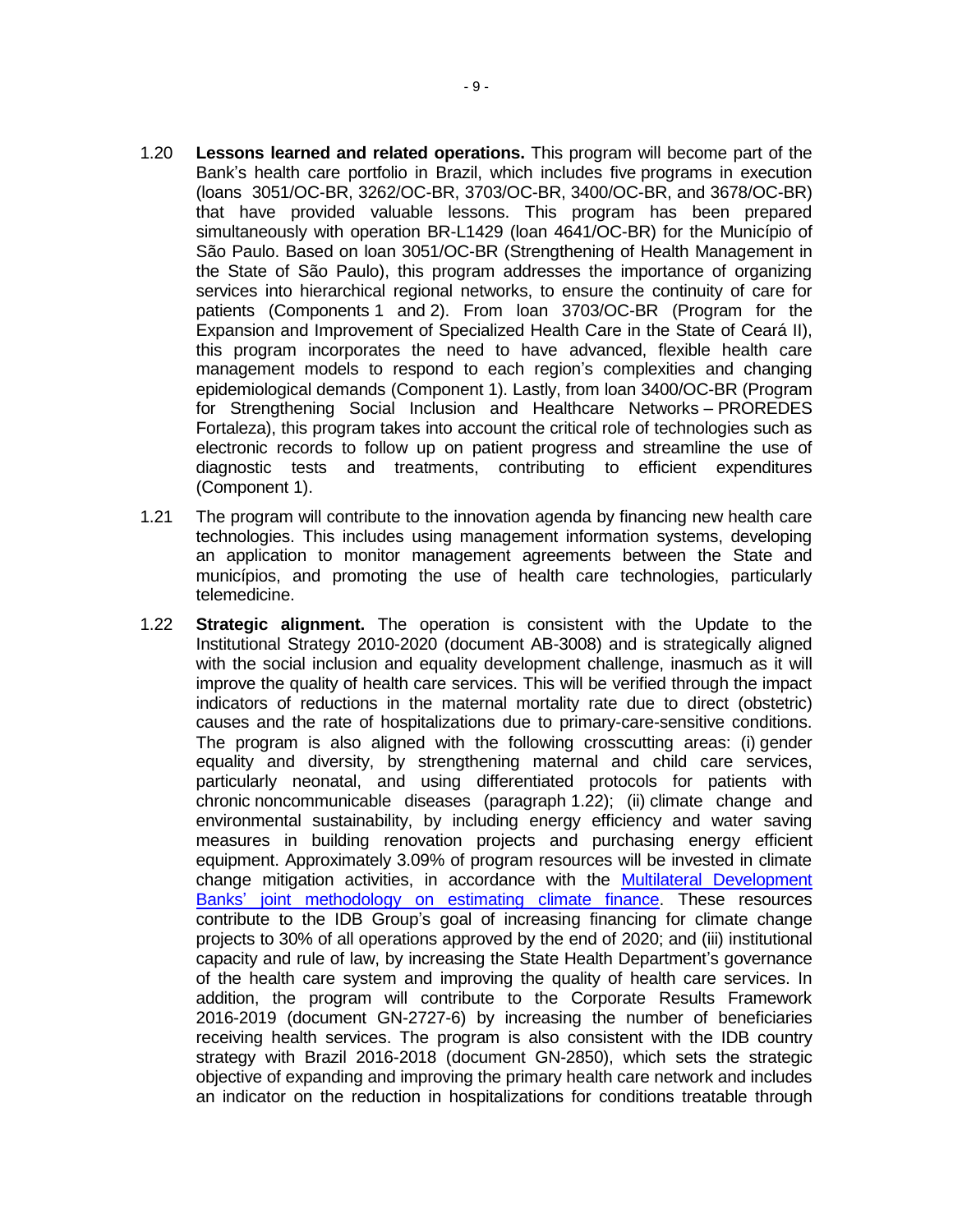1.20 **Lessons learned and related operations.** This program will become part of the Bank's health care portfolio in Brazil, which includes five programs in execution (loans 3051/OC-BR, 3262/OC-BR, 3703/OC-BR, 3400/OC-BR, and 3678/OC-BR) that have provided valuable lessons. This program has been prepared simultaneously with operation BR-L1429 (loan 4641/OC-BR) for the Município of São Paulo. Based on loan 3051/OC-BR (Strengthening of Health Management in the State of São Paulo), this program addresses the importance of organizing services into hierarchical regional networks, to ensure the continuity of care for patients (Components 1 and 2). From loan 3703/OC-BR (Program for the Expansion and Improvement of Specialized Health Care in the State of Ceará II), this program incorporates the need to have advanced, flexible health care management models to respond to each region's complexities and changing epidemiological demands (Component 1). Lastly, from loan 3400/OC-BR (Program for Strengthening Social Inclusion and Healthcare Networks – PROREDES Fortaleza), this program takes into account the critical role of technologies such as electronic records to follow up on patient progress and streamline the use of diagnostic tests and treatments, contributing to efficient expenditures (Component 1).

1.21 The program will contribute to the innovation agenda by financing new health care technologies. This includes using management information systems, developing an application to monitor management agreements between the State and municípios, and promoting the use of health care technologies, particularly telemedicine.

1.22 **Strategic alignment.** The operation is consistent with the Update to the Institutional Strategy 2010-2020 (document AB-3008) and is strategically aligned with the social inclusion and equality development challenge, inasmuch as it will improve the quality of health care services. This will be verified through the impact indicators of reductions in the maternal mortality rate due to direct (obstetric) causes and the rate of hospitalizations due to primary-care-sensitive conditions. The program is also aligned with the following crosscutting areas: (i) gender equality and diversity, by strengthening maternal and child care services, particularly neonatal, and using differentiated protocols for patients with chronic noncommunicable diseases (paragraph 1.22); (ii) climate change and environmental sustainability, by including energy efficiency and water saving measures in building renovation projects and purchasing energy efficient equipment. Approximately 3.09% of program resources will be invested in climate change mitigation activities, in accordance with the Multilateral Development Banks' joint methodology on estimating climate finance. These resources contribute to the IDB Group's goal of increasing financing for climate change projects to 30% of all operations approved by the end of 2020; and (iii) institutional capacity and rule of law, by increasing the State Health Department's governance of the health care system and improving the quality of health care services. In addition, the program will contribute to the Corporate Results Framework 2016-2019 (document GN-2727-6) by increasing the number of beneficiaries receiving health services. The program is also consistent with the IDB country strategy with Brazil 2016-2018 (document GN-2850), which sets the strategic objective of expanding and improving the primary health care network and includes an indicator on the reduction in hospitalizations for conditions treatable through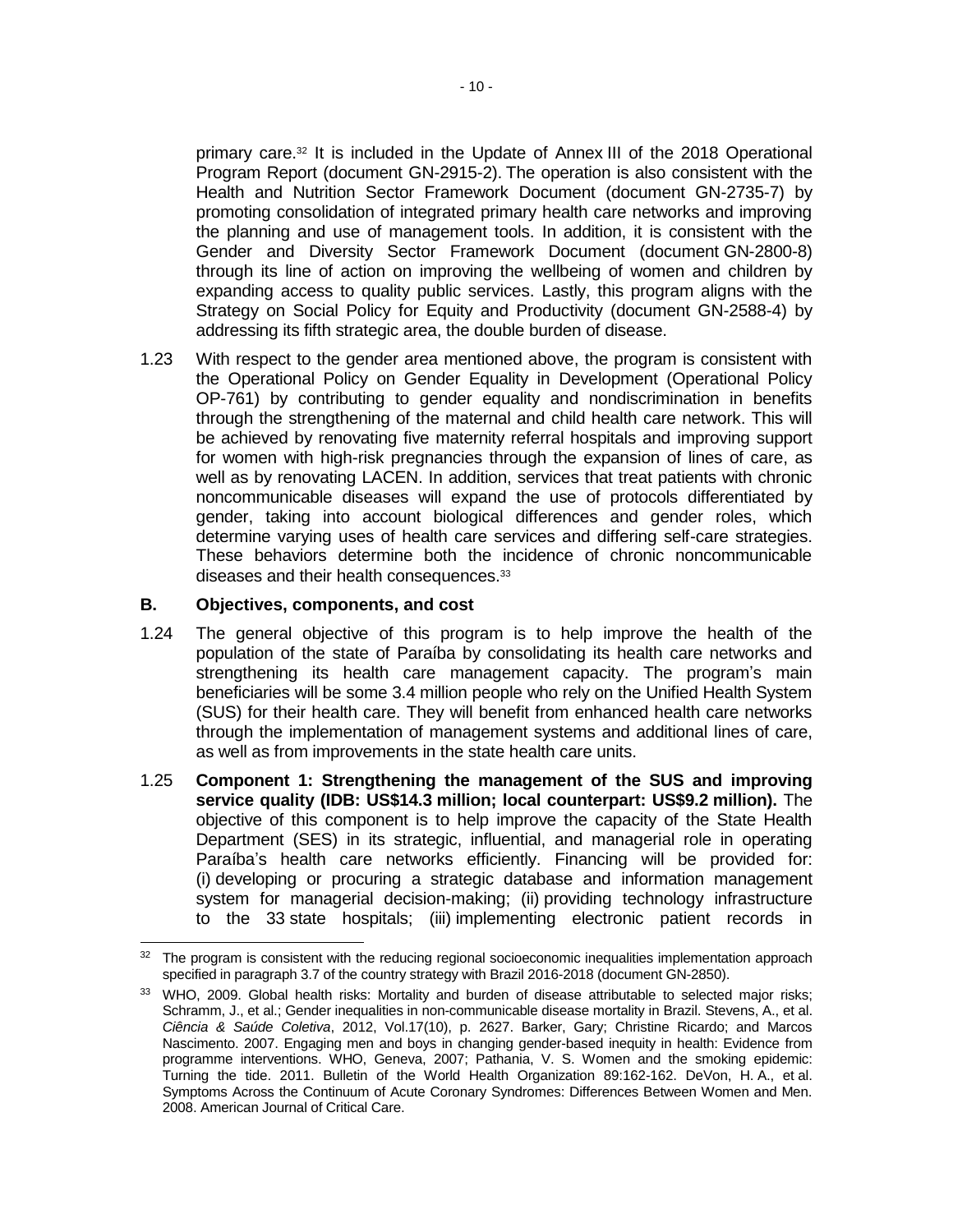primary care.[32] It is included in the Update of Annex III of the 2018 Operational Program Report (document GN-2915-2). The operation is also consistent with the Health and Nutrition Sector Framework Document (document GN-2735-7) by promoting consolidation of integrated primary health care networks and improving the planning and use of management tools. In addition, it is consistent with the Gender and Diversity Sector Framework Document (document GN-2800-8) through its line of action on improving the wellbeing of women and children by expanding access to quality public services. Lastly, this program aligns with the Strategy on Social Policy for Equity and Productivity (document GN-2588-4) by addressing its fifth strategic area, the double burden of disease.

1.23 With respect to the gender area mentioned above, the program is consistent with the Operational Policy on Gender Equality in Development (Operational Policy OP-761) by contributing to gender equality and nondiscrimination in benefits through the strengthening of the maternal and child health care network. This will be achieved by renovating five maternity referral hospitals and improving support for women with high-risk pregnancies through the expansion of lines of care, as well as by renovating LACEN. In addition, services that treat patients with chronic noncommunicable diseases will expand the use of protocols differentiated by gender, taking into account biological differences and gender roles, which determine varying uses of health care services and differing self-care strategies. These behaviors determine both the incidence of chronic noncommunicable diseases and their health consequences.[33]

## B. Objectives, components, and cost

1.24 The general objective of this program is to help improve the health of the population of the state of Paraíba by consolidating its health care networks and strengthening its health care management capacity. The program's main beneficiaries will be some 3.4 million people who rely on the Unified Health System (SUS) for their health care. They will benefit from enhanced health care networks through the implementation of management systems and additional lines of care, as well as from improvements in the state health care units.

1.25 **Component 1: Strengthening the management of the SUS and improving service quality (IDB: US$14.3 million; local counterpart: US$9.2 million).** The objective of this component is to help improve the capacity of the State Health Department (SES) in its strategic, influential, and managerial role in operating Paraíba's health care networks efficiently. Financing will be provided for: (i) developing or procuring a strategic database and information management system for managerial decision-making; (ii) providing technology infrastructure to the 33 state hospitals; (iii) implementing electronic patient records in

---

[32] The program is consistent with the reducing regional socioeconomic inequalities implementation approach specified in paragraph 3.7 of the country strategy with Brazil 2016-2018 (document GN-2850).

[33] WHO, 2009. Global health risks: Mortality and burden of disease attributable to selected major risks; Schramm, J., et al.; Gender inequalities in non-communicable disease mortality in Brazil. Stevens, A., et al. *Ciência & Saúde Coletiva*, 2012, Vol.17(10), p. 2627. Barker, Gary; Christine Ricardo; and Marcos Nascimento. 2007. Engaging men and boys in changing gender-based inequity in health: Evidence from programme interventions. WHO, Geneva, 2007; Pathania, V. S. Women and the smoking epidemic: Turning the tide. 2011. Bulletin of the World Health Organization 89:162-162. DeVon, H. A., et al. Symptoms Across the Continuum of Acute Coronary Syndromes: Differences Between Women and Men. 2008. American Journal of Critical Care.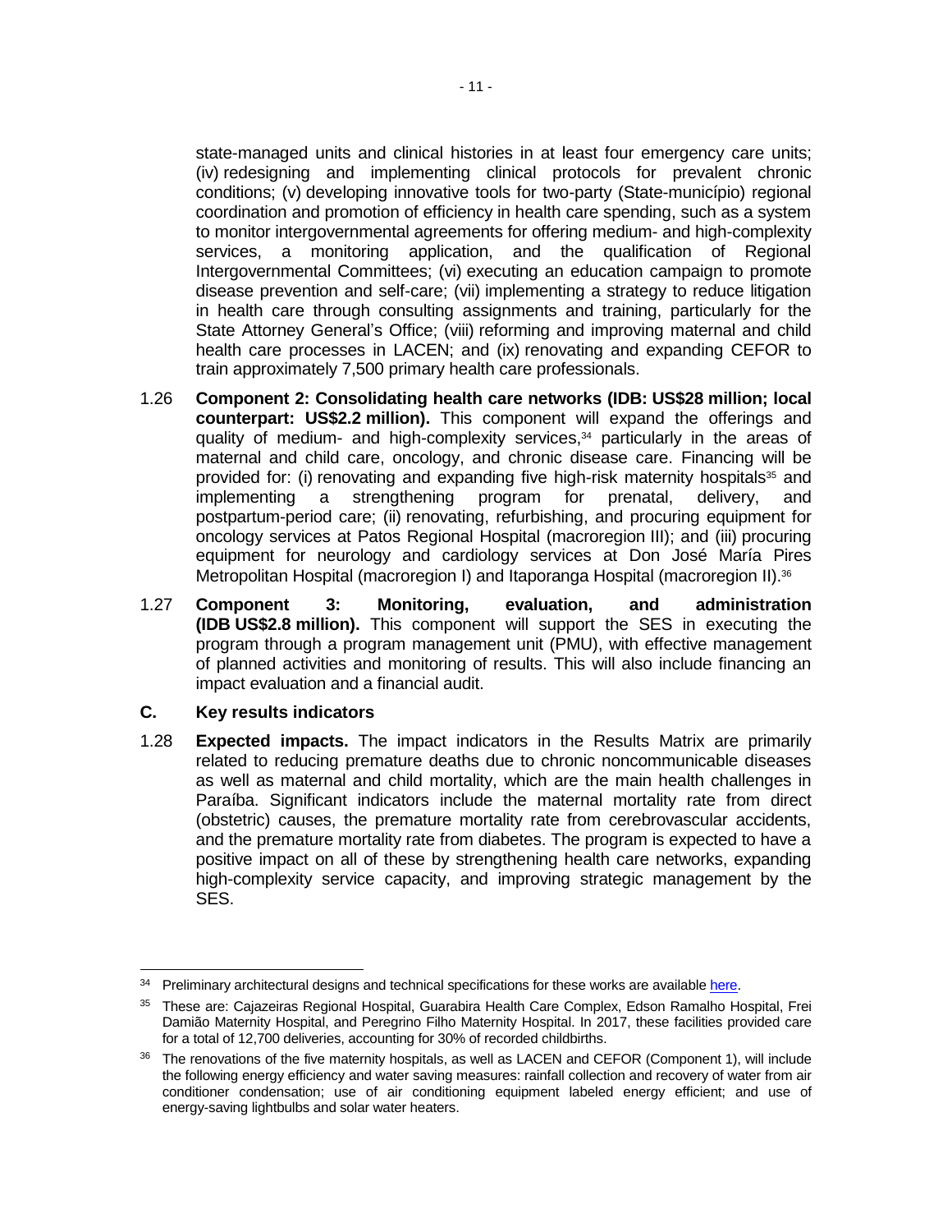state-managed units and clinical histories in at least four emergency care units; (iv) redesigning and implementing clinical protocols for prevalent chronic conditions; (v) developing innovative tools for two-party (State-município) regional coordination and promotion of efficiency in health care spending, such as a system to monitor intergovernmental agreements for offering medium- and high-complexity services, a monitoring application, and the qualification of Regional Intergovernmental Committees; (vi) executing an education campaign to promote disease prevention and self-care; (vii) implementing a strategy to reduce litigation in health care through consulting assignments and training, particularly for the State Attorney General's Office; (viii) reforming and improving maternal and child health care processes in LACEN; and (ix) renovating and expanding CEFOR to train approximately 7,500 primary health care professionals.

1.26 **Component 2: Consolidating health care networks (IDB: US$28 million; local counterpart: US$2.2 million).** This component will expand the offerings and quality of medium- and high-complexity services,[34] particularly in the areas of maternal and child care, oncology, and chronic disease care. Financing will be provided for: (i) renovating and expanding five high-risk maternity hospitals[35] and implementing a strengthening program for prenatal, delivery, and postpartum-period care; (ii) renovating, refurbishing, and procuring equipment for oncology services at Patos Regional Hospital (macroregion III); and (iii) procuring equipment for neurology and cardiology services at Don José María Pires Metropolitan Hospital (macroregion I) and Itaporanga Hospital (macroregion II).[36]

1.27 **Component 3: Monitoring, evaluation, and administration (IDB US$2.8 million).** This component will support the SES in executing the program through a program management unit (PMU), with effective management of planned activities and monitoring of results. This will also include financing an impact evaluation and a financial audit.

## C. Key results indicators

1.28 **Expected impacts.** The impact indicators in the Results Matrix are primarily related to reducing premature deaths due to chronic noncommunicable diseases as well as maternal and child mortality, which are the main health challenges in Paraíba. Significant indicators include the maternal mortality rate from direct (obstetric) causes, the premature mortality rate from cerebrovascular accidents, and the premature mortality rate from diabetes. The program is expected to have a positive impact on all of these by strengthening health care networks, expanding high-complexity service capacity, and improving strategic management by the SES.

---

[34] Preliminary architectural designs and technical specifications for these works are available here.

[35] These are: Cajazeiras Regional Hospital, Guarabira Health Care Complex, Edson Ramalho Hospital, Frei Damião Maternity Hospital, and Peregrino Filho Maternity Hospital. In 2017, these facilities provided care for a total of 12,700 deliveries, accounting for 30% of recorded childbirths.

[36] The renovations of the five maternity hospitals, as well as LACEN and CEFOR (Component 1), will include the following energy efficiency and water saving measures: rainfall collection and recovery of water from air conditioner condensation; use of air conditioning equipment labeled energy efficient; and use of energy-saving lightbulbs and solar water heaters.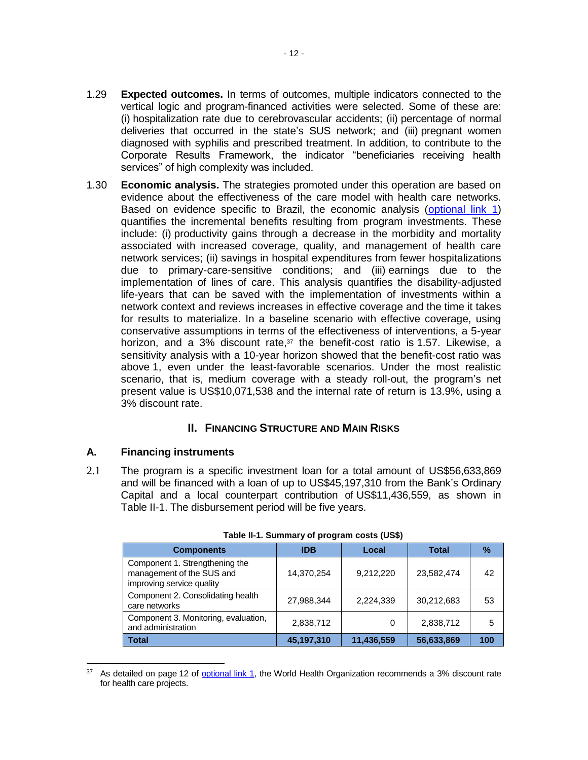1.29 **Expected outcomes.** In terms of outcomes, multiple indicators connected to the vertical logic and program-financed activities were selected. Some of these are: (i) hospitalization rate due to cerebrovascular accidents; (ii) percentage of normal deliveries that occurred in the state's SUS network; and (iii) pregnant women diagnosed with syphilis and prescribed treatment. In addition, to contribute to the Corporate Results Framework, the indicator "beneficiaries receiving health services" of high complexity was included.

1.30 **Economic analysis.** The strategies promoted under this operation are based on evidence about the effectiveness of the care model with health care networks. Based on evidence specific to Brazil, the economic analysis (optional link 1) quantifies the incremental benefits resulting from program investments. These include: (i) productivity gains through a decrease in the morbidity and mortality associated with increased coverage, quality, and management of health care network services; (ii) savings in hospital expenditures from fewer hospitalizations due to primary-care-sensitive conditions; and (iii) earnings due to the implementation of lines of care. This analysis quantifies the disability-adjusted life-years that can be saved with the implementation of investments within a network context and reviews increases in effective coverage and the time it takes for results to materialize. In a baseline scenario with effective coverage, using conservative assumptions in terms of the effectiveness of interventions, a 5-year horizon, and a 3% discount rate,[37] the benefit-cost ratio is 1.57. Likewise, a sensitivity analysis with a 10-year horizon showed that the benefit-cost ratio was above 1, even under the least-favorable scenarios. Under the most realistic scenario, that is, medium coverage with a steady roll-out, the program's net present value is US$10,071,538 and the internal rate of return is 13.9%, using a 3% discount rate.

## II. Financing Structure and Main Risks

### A. Financing instruments

2.1 The program is a specific investment loan for a total amount of US$56,633,869 and will be financed with a loan of up to US$45,197,310 from the Bank's Ordinary Capital and a local counterpart contribution of US$11,436,559, as shown in Table II-1. The disbursement period will be five years.

**Table II-1. Summary of program costs (US$)**

| Components | IDB | Local | Total | % |
|---|---|---|---|---|
| Component 1. Strengthening the management of the SUS and improving service quality | 14,370,254 | 9,212,220 | 23,582,474 | 42 |
| Component 2. Consolidating health care networks | 27,988,344 | 2,224,339 | 30,212,683 | 53 |
| Component 3. Monitoring, evaluation, and administration | 2,838,712 | 0 | 2,838,712 | 5 |
| **Total** | **45,197,310** | **11,436,559** | **56,633,869** | **100** |

[37] As detailed on page 12 of optional link 1, the World Health Organization recommends a 3% discount rate for health care projects.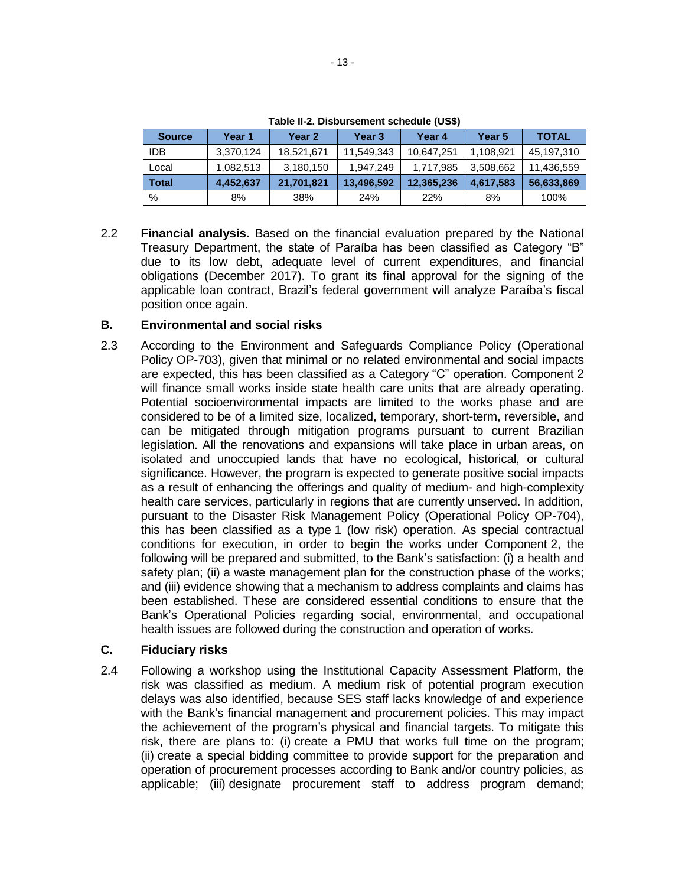**Table II-2. Disbursement schedule (US$)**

| Source | Year 1 | Year 2 | Year 3 | Year 4 | Year 5 | TOTAL |
|---|---|---|---|---|---|---|
| IDB | 3,370,124 | 18,521,671 | 11,549,343 | 10,647,251 | 1,108,921 | 45,197,310 |
| Local | 1,082,513 | 3,180,150 | 1,947,249 | 1,717,985 | 3,508,662 | 11,436,559 |
| **Total** | **4,452,637** | **21,701,821** | **13,496,592** | **12,365,236** | **4,617,583** | **56,633,869** |
| % | 8% | 38% | 24% | 22% | 8% | 100% |

2.2 **Financial analysis.** Based on the financial evaluation prepared by the National Treasury Department, the state of Paraíba has been classified as Category "B" due to its low debt, adequate level of current expenditures, and financial obligations (December 2017). To grant its final approval for the signing of the applicable loan contract, Brazil's federal government will analyze Paraíba's fiscal position once again.

### B. Environmental and social risks

2.3 According to the Environment and Safeguards Compliance Policy (Operational Policy OP-703), given that minimal or no related environmental and social impacts are expected, this has been classified as a Category "C" operation. Component 2 will finance small works inside state health care units that are already operating. Potential socioenvironmental impacts are limited to the works phase and are considered to be of a limited size, localized, temporary, short-term, reversible, and can be mitigated through mitigation programs pursuant to current Brazilian legislation. All the renovations and expansions will take place in urban areas, on isolated and unoccupied lands that have no ecological, historical, or cultural significance. However, the program is expected to generate positive social impacts as a result of enhancing the offerings and quality of medium- and high-complexity health care services, particularly in regions that are currently unserved. In addition, pursuant to the Disaster Risk Management Policy (Operational Policy OP-704), this has been classified as a type 1 (low risk) operation. As special contractual conditions for execution, in order to begin the works under Component 2, the following will be prepared and submitted, to the Bank's satisfaction: (i) a health and safety plan; (ii) a waste management plan for the construction phase of the works; and (iii) evidence showing that a mechanism to address complaints and claims has been established. These are considered essential conditions to ensure that the Bank's Operational Policies regarding social, environmental, and occupational health issues are followed during the construction and operation of works.

### C. Fiduciary risks

2.4 Following a workshop using the Institutional Capacity Assessment Platform, the risk was classified as medium. A medium risk of potential program execution delays was also identified, because SES staff lacks knowledge of and experience with the Bank's financial management and procurement policies. This may impact the achievement of the program's physical and financial targets. To mitigate this risk, there are plans to: (i) create a PMU that works full time on the program; (ii) create a special bidding committee to provide support for the preparation and operation of procurement processes according to Bank and/or country policies, as applicable; (iii) designate procurement staff to address program demand;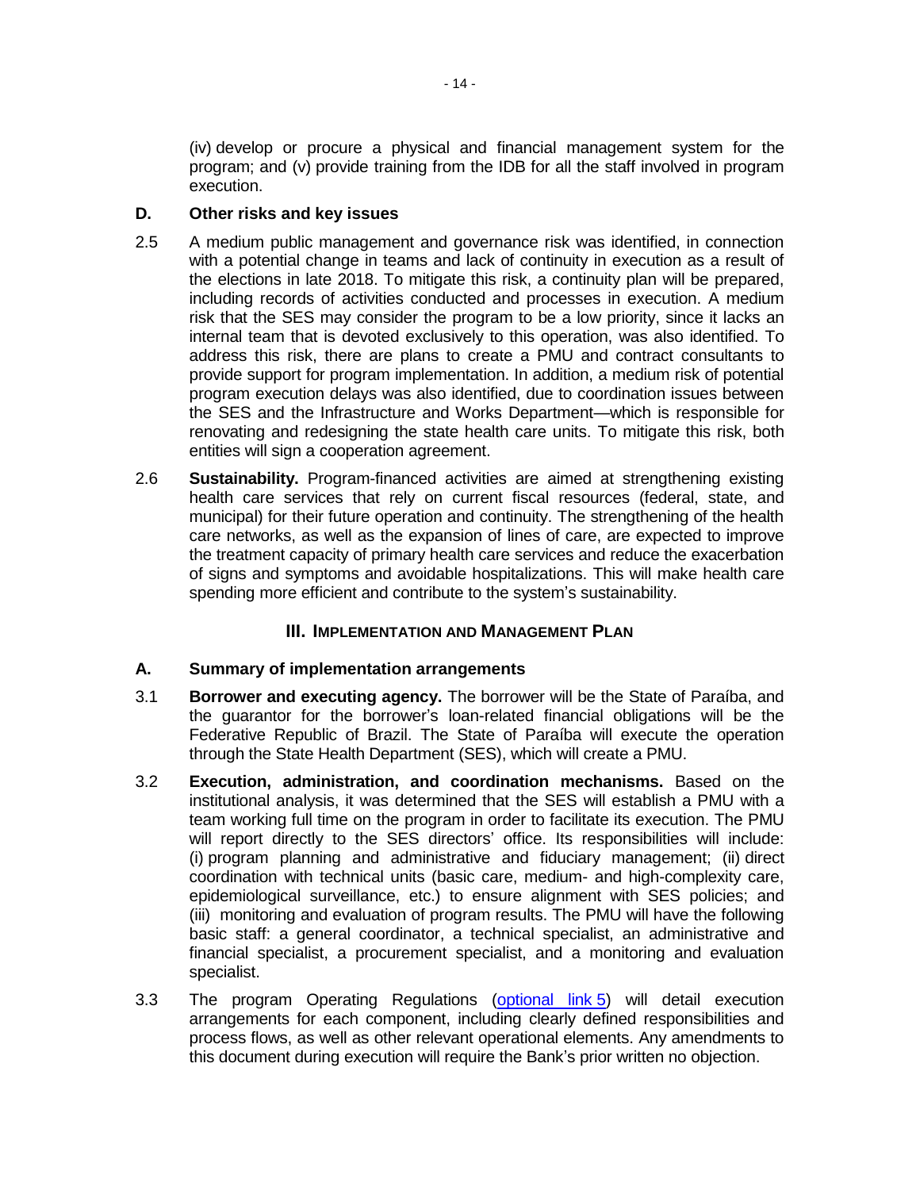(iv) develop or procure a physical and financial management system for the program; and (v) provide training from the IDB for all the staff involved in program execution.

### D. Other risks and key issues

2.5 A medium public management and governance risk was identified, in connection with a potential change in teams and lack of continuity in execution as a result of the elections in late 2018. To mitigate this risk, a continuity plan will be prepared, including records of activities conducted and processes in execution. A medium risk that the SES may consider the program to be a low priority, since it lacks an internal team that is devoted exclusively to this operation, was also identified. To address this risk, there are plans to create a PMU and contract consultants to provide support for program implementation. In addition, a medium risk of potential program execution delays was also identified, due to coordination issues between the SES and the Infrastructure and Works Department—which is responsible for renovating and redesigning the state health care units. To mitigate this risk, both entities will sign a cooperation agreement.

2.6 **Sustainability.** Program-financed activities are aimed at strengthening existing health care services that rely on current fiscal resources (federal, state, and municipal) for their future operation and continuity. The strengthening of the health care networks, as well as the expansion of lines of care, are expected to improve the treatment capacity of primary health care services and reduce the exacerbation of signs and symptoms and avoidable hospitalizations. This will make health care spending more efficient and contribute to the system's sustainability.

## III. Implementation and Management Plan

### A. Summary of implementation arrangements

3.1 **Borrower and executing agency.** The borrower will be the State of Paraíba, and the guarantor for the borrower's loan-related financial obligations will be the Federative Republic of Brazil. The State of Paraíba will execute the operation through the State Health Department (SES), which will create a PMU.

3.2 **Execution, administration, and coordination mechanisms.** Based on the institutional analysis, it was determined that the SES will establish a PMU with a team working full time on the program in order to facilitate its execution. The PMU will report directly to the SES directors' office. Its responsibilities will include: (i) program planning and administrative and fiduciary management; (ii) direct coordination with technical units (basic care, medium- and high-complexity care, epidemiological surveillance, etc.) to ensure alignment with SES policies; and (iii) monitoring and evaluation of program results. The PMU will have the following basic staff: a general coordinator, a technical specialist, an administrative and financial specialist, a procurement specialist, and a monitoring and evaluation specialist.

3.3 The program Operating Regulations (optional link 5) will detail execution arrangements for each component, including clearly defined responsibilities and process flows, as well as other relevant operational elements. Any amendments to this document during execution will require the Bank's prior written no objection.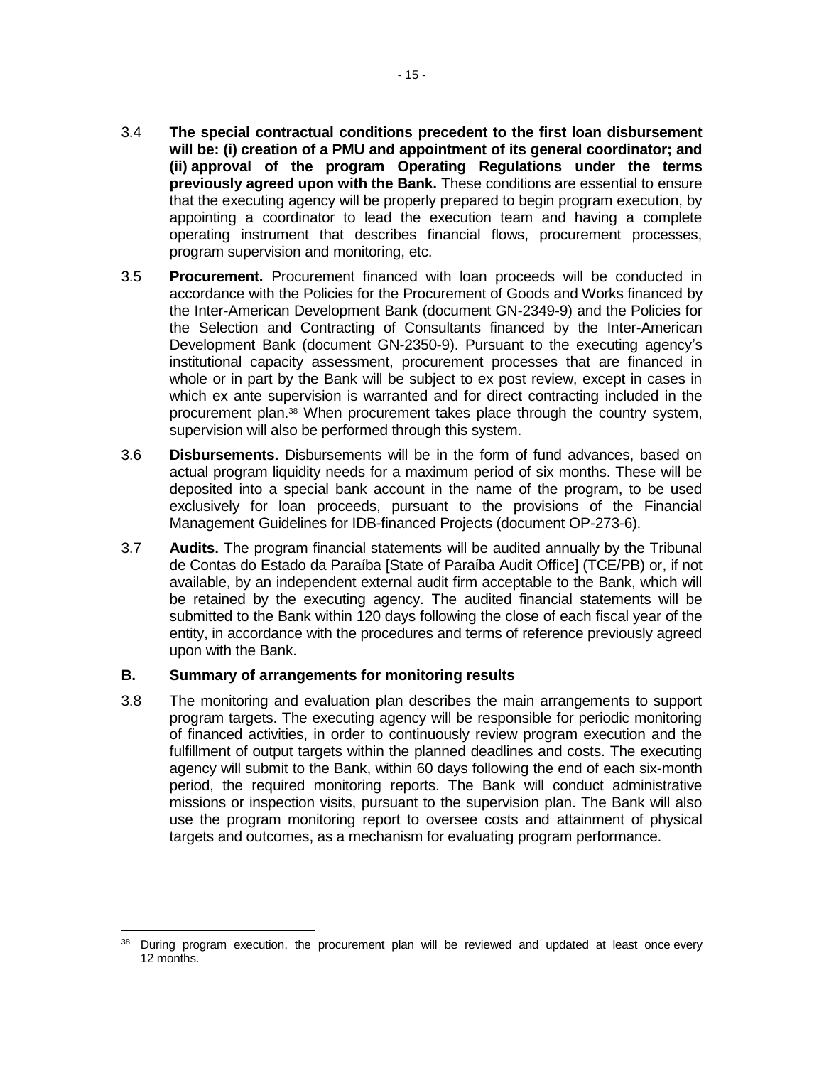3.4 **The special contractual conditions precedent to the first loan disbursement will be: (i) creation of a PMU and appointment of its general coordinator; and (ii) approval of the program Operating Regulations under the terms previously agreed upon with the Bank.** These conditions are essential to ensure that the executing agency will be properly prepared to begin program execution, by appointing a coordinator to lead the execution team and having a complete operating instrument that describes financial flows, procurement processes, program supervision and monitoring, etc.

3.5 **Procurement.** Procurement financed with loan proceeds will be conducted in accordance with the Policies for the Procurement of Goods and Works financed by the Inter-American Development Bank (document GN-2349-9) and the Policies for the Selection and Contracting of Consultants financed by the Inter-American Development Bank (document GN-2350-9). Pursuant to the executing agency's institutional capacity assessment, procurement processes that are financed in whole or in part by the Bank will be subject to ex post review, except in cases in which ex ante supervision is warranted and for direct contracting included in the procurement plan.[38] When procurement takes place through the country system, supervision will also be performed through this system.

3.6 **Disbursements.** Disbursements will be in the form of fund advances, based on actual program liquidity needs for a maximum period of six months. These will be deposited into a special bank account in the name of the program, to be used exclusively for loan proceeds, pursuant to the provisions of the Financial Management Guidelines for IDB-financed Projects (document OP-273-6).

3.7 **Audits.** The program financial statements will be audited annually by the Tribunal de Contas do Estado da Paraíba [State of Paraíba Audit Office] (TCE/PB) or, if not available, by an independent external audit firm acceptable to the Bank, which will be retained by the executing agency. The audited financial statements will be submitted to the Bank within 120 days following the close of each fiscal year of the entity, in accordance with the procedures and terms of reference previously agreed upon with the Bank.

## B. Summary of arrangements for monitoring results

3.8 The monitoring and evaluation plan describes the main arrangements to support program targets. The executing agency will be responsible for periodic monitoring of financed activities, in order to continuously review program execution and the fulfillment of output targets within the planned deadlines and costs. The executing agency will submit to the Bank, within 60 days following the end of each six-month period, the required monitoring reports. The Bank will conduct administrative missions or inspection visits, pursuant to the supervision plan. The Bank will also use the program monitoring report to oversee costs and attainment of physical targets and outcomes, as a mechanism for evaluating program performance.

---

[38] During program execution, the procurement plan will be reviewed and updated at least once every 12 months.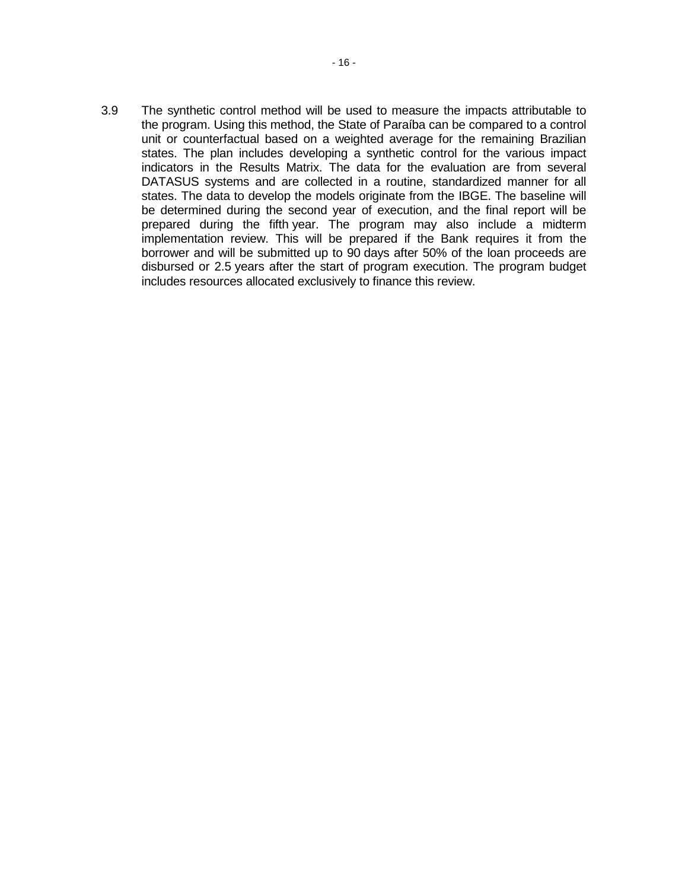3.9 The synthetic control method will be used to measure the impacts attributable to the program. Using this method, the State of Paraíba can be compared to a control unit or counterfactual based on a weighted average for the remaining Brazilian states. The plan includes developing a synthetic control for the various impact indicators in the Results Matrix. The data for the evaluation are from several DATASUS systems and are collected in a routine, standardized manner for all states. The data to develop the models originate from the IBGE. The baseline will be determined during the second year of execution, and the final report will be prepared during the fifth year. The program may also include a midterm implementation review. This will be prepared if the Bank requires it from the borrower and will be submitted up to 90 days after 50% of the loan proceeds are disbursed or 2.5 years after the start of program execution. The program budget includes resources allocated exclusively to finance this review.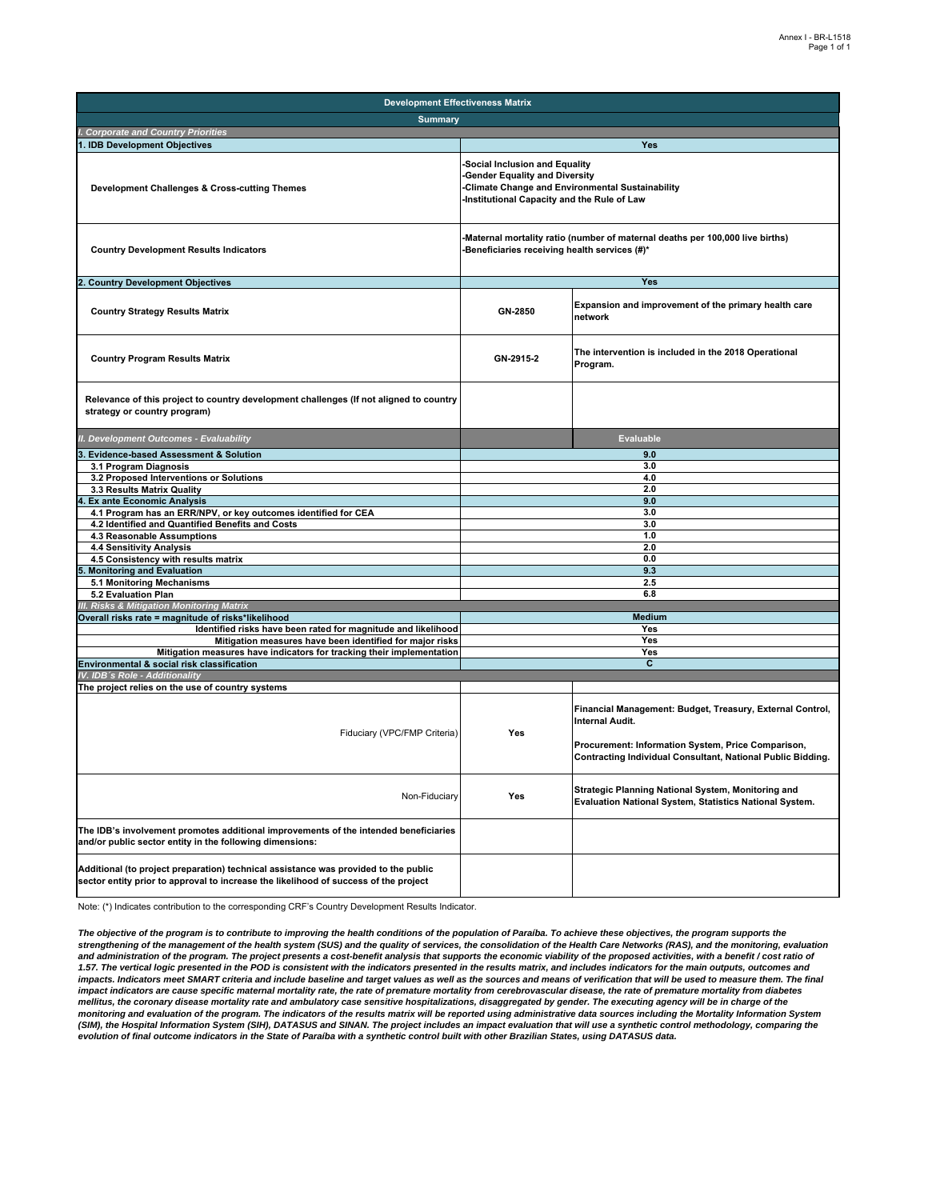| Development Effectiveness Matrix | | |
|---|---|---|
| **Summary** | | |
| *I. Corporate and Country Priorities* | | |
| **1. IDB Development Objectives** | **Yes** | |
| **Development Challenges & Cross-cutting Themes** | -Social Inclusion and Equality<br>-Gender Equality and Diversity<br>-Climate Change and Environmental Sustainability<br>-Institutional Capacity and the Rule of Law | |
| **Country Development Results Indicators** | -Maternal mortality ratio (number of maternal deaths per 100,000 live births)<br>-Beneficiaries receiving health services (#)* | |
| **2. Country Development Objectives** | **Yes** | |
| **Country Strategy Results Matrix** | GN-2850 | Expansion and improvement of the primary health care network |
| **Country Program Results Matrix** | GN-2915-2 | The intervention is included in the 2018 Operational Program. |
| **Relevance of this project to country development challenges (If not aligned to country strategy or country program)** | | |
| *II. Development Outcomes - Evaluability* | | **Evaluable** |
| **3. Evidence-based Assessment & Solution** | 9.0 | |
| 3.1 Program Diagnosis | 3.0 | |
| 3.2 Proposed Interventions or Solutions | 4.0 | |
| 3.3 Results Matrix Quality | 2.0 | |
| **4. Ex ante Economic Analysis** | 9.0 | |
| 4.1 Program has an ERR/NPV, or key outcomes identified for CEA | 3.0 | |
| 4.2 Identified and Quantified Benefits and Costs | 3.0 | |
| 4.3 Reasonable Assumptions | 1.0 | |
| 4.4 Sensitivity Analysis | 2.0 | |
| 4.5 Consistency with results matrix | 0.0 | |
| **5. Monitoring and Evaluation** | 9.3 | |
| 5.1 Monitoring Mechanisms | 2.5 | |
| 5.2 Evaluation Plan | 6.8 | |
| *III. Risks & Mitigation Monitoring Matrix* | | |
| **Overall risks rate = magnitude of risks\*likelihood** | **Medium** | |
| Identified risks have been rated for magnitude and likelihood | Yes | |
| Mitigation measures have been identified for major risks | Yes | |
| Mitigation measures have indicators for tracking their implementation | Yes | |
| **Environmental & social risk classification** | **C** | |
| *IV. IDB´s Role - Additionality* | | |
| **The project relies on the use of country systems** | | |
| Fiduciary (VPC/FMP Criteria) | Yes | Financial Management: Budget, Treasury, External Control, Internal Audit.<br><br>Procurement: Information System, Price Comparison, Contracting Individual Consultant, National Public Bidding. |
| Non-Fiduciary | Yes | Strategic Planning National System, Monitoring and Evaluation National System, Statistics National System. |
| **The IDB's involvement promotes additional improvements of the intended beneficiaries and/or public sector entity in the following dimensions:** | | |
| **Additional (to project preparation) technical assistance was provided to the public sector entity prior to approval to increase the likelihood of success of the project** | | |

Note: (*) Indicates contribution to the corresponding CRF's Country Development Results Indicator.

***The objective of the program is to contribute to improving the health conditions of the population of Paraíba. To achieve these objectives, the program supports the strengthening of the management of the health system (SUS) and the quality of services, the consolidation of the Health Care Networks (RAS), and the monitoring, evaluation and administration of the program. The project presents a cost-benefit analysis that supports the economic viability of the proposed activities, with a benefit / cost ratio of 1.57. The vertical logic presented in the POD is consistent with the indicators presented in the results matrix, and includes indicators for the main outputs, outcomes and impacts. Indicators meet SMART criteria and include baseline and target values as well as the sources and means of verification that will be used to measure them. The final impact indicators are cause specific maternal mortality rate, the rate of premature mortality from cerebrovascular disease, the rate of premature mortality from diabetes mellitus, the coronary disease mortality rate and ambulatory case sensitive hospitalizations, disaggregated by gender. The executing agency will be in charge of the monitoring and evaluation of the program. The indicators of the results matrix will be reported using administrative data sources including the Mortality Information System (SIM), the Hospital Information System (SIH), DATASUS and SINAN. The project includes an impact evaluation that will use a synthetic control methodology, comparing the evolution of final outcome indicators in the State of Paraíba with a synthetic control built with other Brazilian States, using DATASUS data.***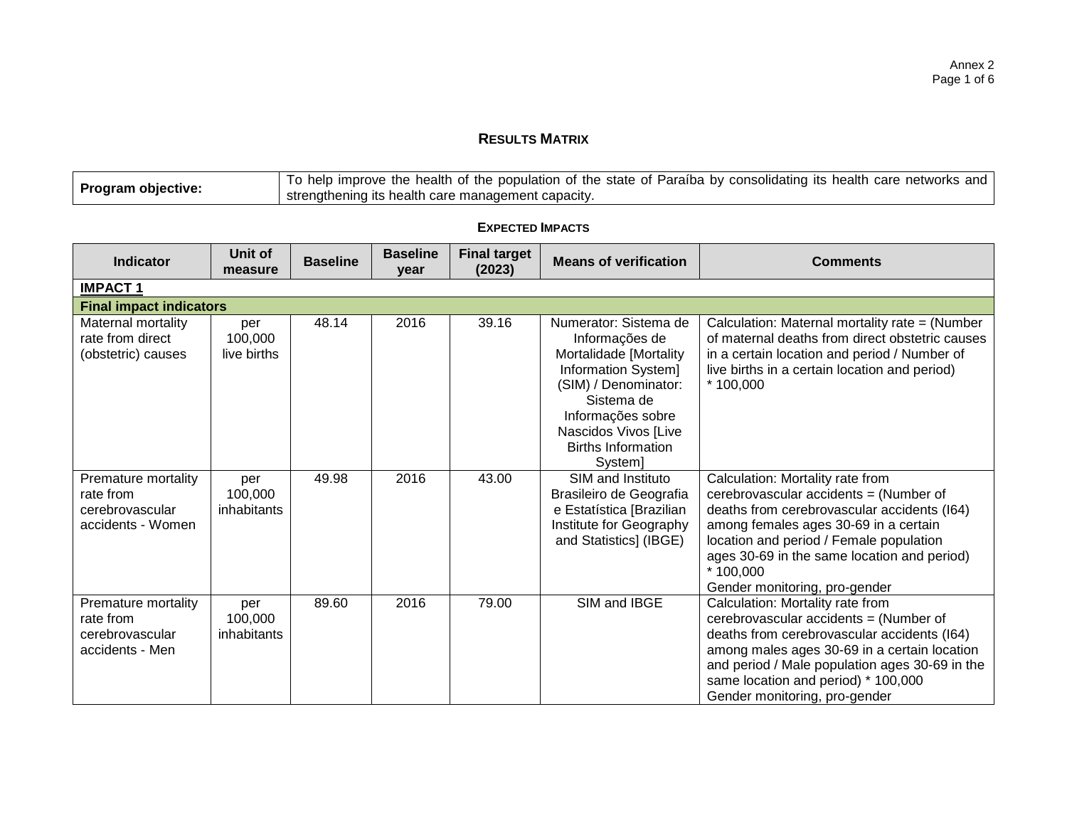# RESULTS MATRIX

| Program objective: | To help improve the health of the population of the state of Paraíba by consolidating its health care networks and strengthening its health care management capacity. |
|---|---|

## EXPECTED IMPACTS

| Indicator | Unit of measure | Baseline | Baseline year | Final target (2023) | Means of verification | Comments |
|---|---|---|---|---|---|---|
| **IMPACT 1** | | | | | | |
| **Final impact indicators** | | | | | | |
| Maternal mortality rate from direct (obstetric) causes | per 100,000 live births | 48.14 | 2016 | 39.16 | Numerator: Sistema de Informações de Mortalidade [Mortality Information System] (SIM) / Denominator: Sistema de Informações sobre Nascidos Vivos [Live Births Information System] | Calculation: Maternal mortality rate = (Number of maternal deaths from direct obstetric causes in a certain location and period / Number of live births in a certain location and period) * 100,000 |
| Premature mortality rate from cerebrovascular accidents - Women | per 100,000 inhabitants | 49.98 | 2016 | 43.00 | SIM and Instituto Brasileiro de Geografia e Estatística [Brazilian Institute for Geography and Statistics] (IBGE) | Calculation: Mortality rate from cerebrovascular accidents = (Number of deaths from cerebrovascular accidents (I64) among females ages 30-69 in a certain location and period / Female population ages 30-69 in the same location and period) * 100,000<br>Gender monitoring, pro-gender |
| Premature mortality rate from cerebrovascular accidents - Men | per 100,000 inhabitants | 89.60 | 2016 | 79.00 | SIM and IBGE | Calculation: Mortality rate from cerebrovascular accidents = (Number of deaths from cerebrovascular accidents (I64) among males ages 30-69 in a certain location and period / Male population ages 30-69 in the same location and period) * 100,000<br>Gender monitoring, pro-gender |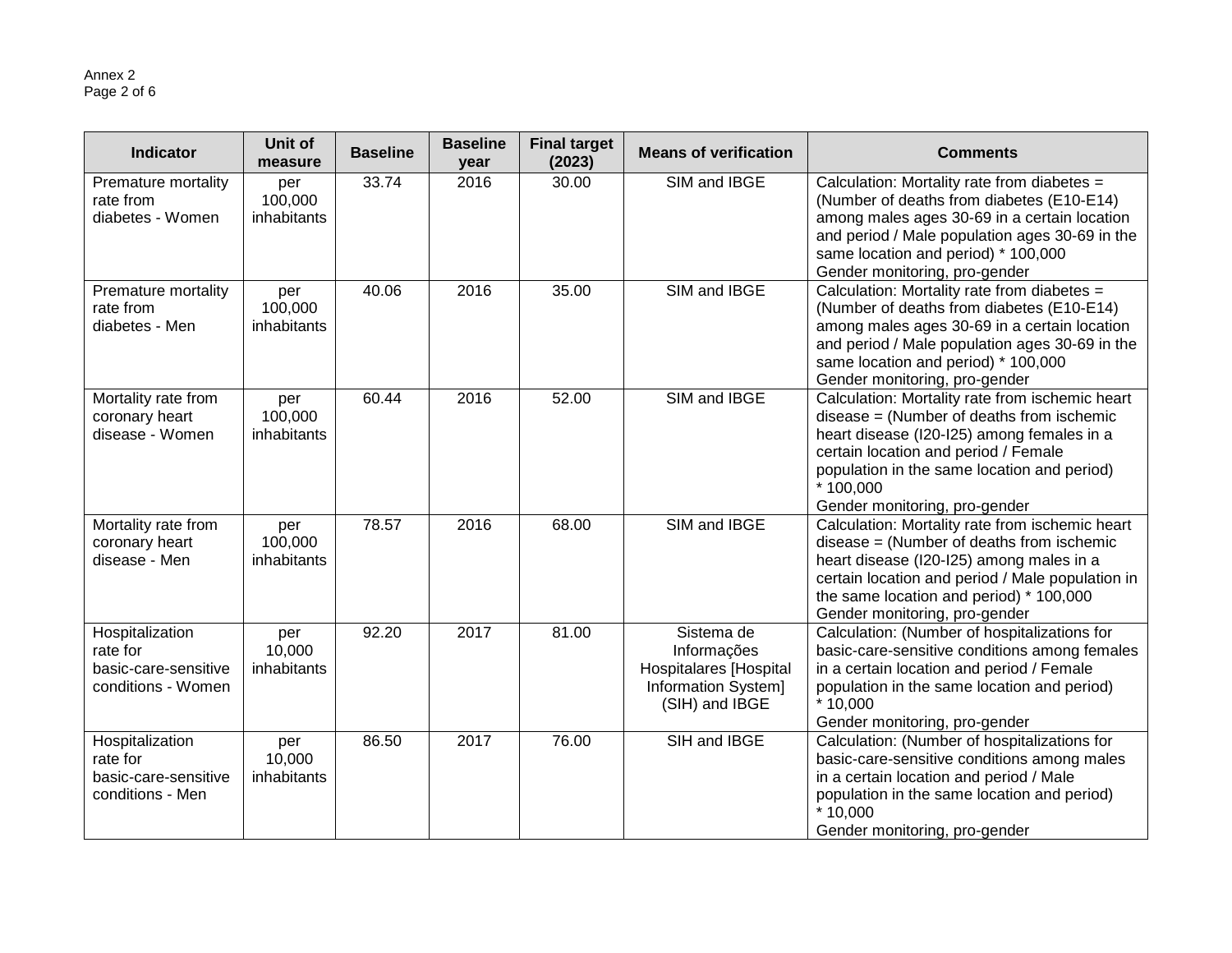| Indicator | Unit of measure | Baseline | Baseline year | Final target (2023) | Means of verification | Comments |
|---|---|---|---|---|---|---|
| Premature mortality rate from diabetes - Women | per 100,000 inhabitants | 33.74 | 2016 | 30.00 | SIM and IBGE | Calculation: Mortality rate from diabetes = (Number of deaths from diabetes (E10-E14) among males ages 30-69 in a certain location and period / Male population ages 30-69 in the same location and period) * 100,000<br>Gender monitoring, pro-gender |
| Premature mortality rate from diabetes - Men | per 100,000 inhabitants | 40.06 | 2016 | 35.00 | SIM and IBGE | Calculation: Mortality rate from diabetes = (Number of deaths from diabetes (E10-E14) among males ages 30-69 in a certain location and period / Male population ages 30-69 in the same location and period) * 100,000<br>Gender monitoring, pro-gender |
| Mortality rate from coronary heart disease - Women | per 100,000 inhabitants | 60.44 | 2016 | 52.00 | SIM and IBGE | Calculation: Mortality rate from ischemic heart disease = (Number of deaths from ischemic heart disease (I20-I25) among females in a certain location and period / Female population in the same location and period) * 100,000<br>Gender monitoring, pro-gender |
| Mortality rate from coronary heart disease - Men | per 100,000 inhabitants | 78.57 | 2016 | 68.00 | SIM and IBGE | Calculation: Mortality rate from ischemic heart disease = (Number of deaths from ischemic heart disease (I20-I25) among males in a certain location and period / Male population in the same location and period) * 100,000<br>Gender monitoring, pro-gender |
| Hospitalization rate for basic-care-sensitive conditions - Women | per 10,000 inhabitants | 92.20 | 2017 | 81.00 | Sistema de Informações Hospitalares [Hospital Information System] (SIH) and IBGE | Calculation: (Number of hospitalizations for basic-care-sensitive conditions among females in a certain location and period / Female population in the same location and period) * 10,000<br>Gender monitoring, pro-gender |
| Hospitalization rate for basic-care-sensitive conditions - Men | per 10,000 inhabitants | 86.50 | 2017 | 76.00 | SIH and IBGE | Calculation: (Number of hospitalizations for basic-care-sensitive conditions among males in a certain location and period / Male population in the same location and period) * 10,000<br>Gender monitoring, pro-gender |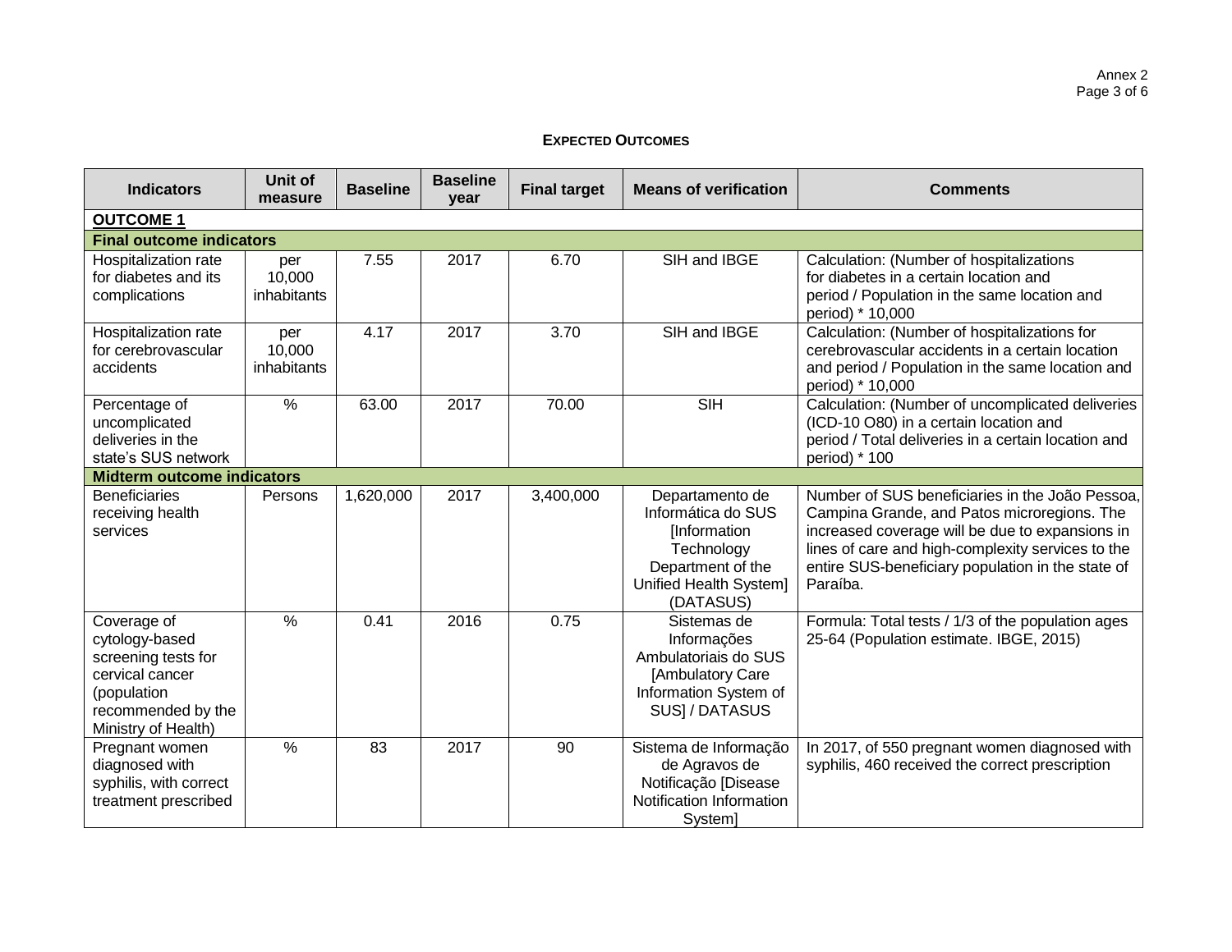## EXPECTED OUTCOMES

| Indicators | Unit of measure | Baseline | Baseline year | Final target | Means of verification | Comments |
|---|---|---|---|---|---|---|
| **OUTCOME 1** | | | | | | |
| **Final outcome indicators** | | | | | | |
| Hospitalization rate for diabetes and its complications | per 10,000 inhabitants | 7.55 | 2017 | 6.70 | SIH and IBGE | Calculation: (Number of hospitalizations for diabetes in a certain location and period / Population in the same location and period) * 10,000 |
| Hospitalization rate for cerebrovascular accidents | per 10,000 inhabitants | 4.17 | 2017 | 3.70 | SIH and IBGE | Calculation: (Number of hospitalizations for cerebrovascular accidents in a certain location and period / Population in the same location and period) * 10,000 |
| Percentage of uncomplicated deliveries in the state's SUS network | % | 63.00 | 2017 | 70.00 | SIH | Calculation: (Number of uncomplicated deliveries (ICD-10 O80) in a certain location and period / Total deliveries in a certain location and period) * 100 |
| **Midterm outcome indicators** | | | | | | |
| Beneficiaries receiving health services | Persons | 1,620,000 | 2017 | 3,400,000 | Departamento de Informática do SUS [Information Technology Department of the Unified Health System] (DATASUS) | Number of SUS beneficiaries in the João Pessoa, Campina Grande, and Patos microregions. The increased coverage will be due to expansions in lines of care and high-complexity services to the entire SUS-beneficiary population in the state of Paraíba. |
| Coverage of cytology-based screening tests for cervical cancer (population recommended by the Ministry of Health) | % | 0.41 | 2016 | 0.75 | Sistemas de Informações Ambulatoriais do SUS [Ambulatory Care Information System of SUS] / DATASUS | Formula: Total tests / 1/3 of the population ages 25-64 (Population estimate. IBGE, 2015) |
| Pregnant women diagnosed with syphilis, with correct treatment prescribed | % | 83 | 2017 | 90 | Sistema de Informação de Agravos de Notificação [Disease Notification Information System] | In 2017, of 550 pregnant women diagnosed with syphilis, 460 received the correct prescription |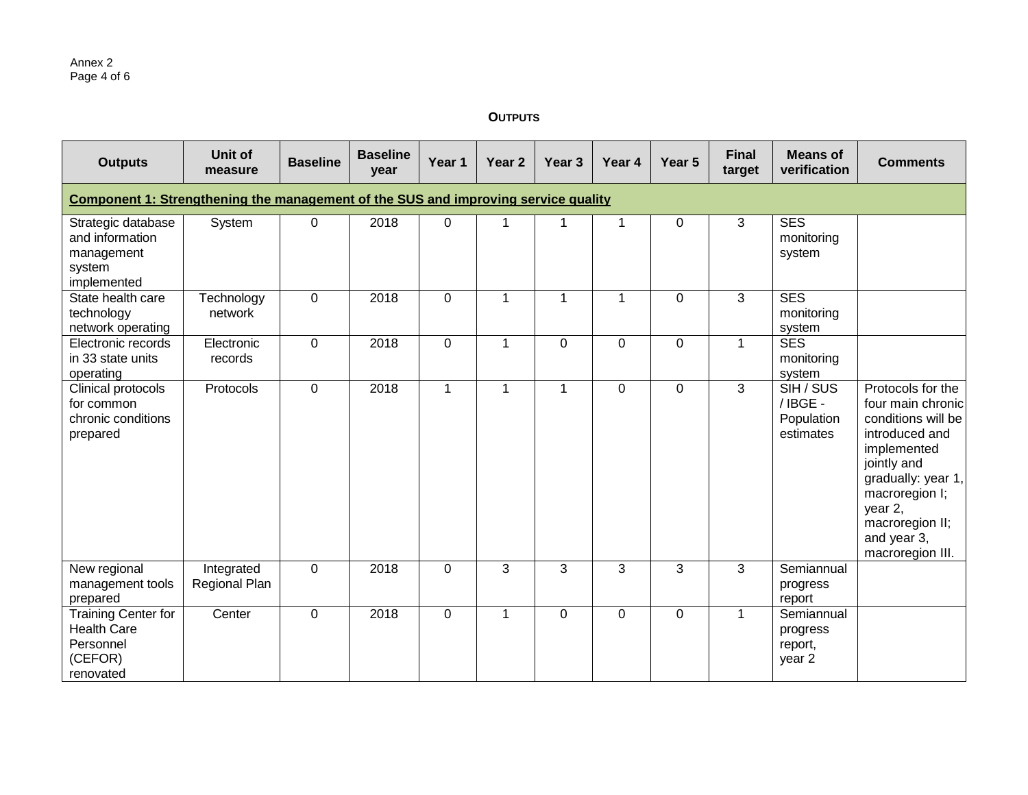### **OUTPUTS**

| Outputs | Unit of measure | Baseline | Baseline year | Year 1 | Year 2 | Year 3 | Year 4 | Year 5 | Final target | Means of verification | Comments |
|---|---|---|---|---|---|---|---|---|---|---|---|
| **Component 1: Strengthening the management of the SUS and improving service quality** | | | | | | | | | | | |
| Strategic database and information management system implemented | System | 0 | 2018 | 0 | 1 | 1 | 1 | 0 | 3 | SES monitoring system | |
| State health care technology network operating | Technology network | 0 | 2018 | 0 | 1 | 1 | 1 | 0 | 3 | SES monitoring system | |
| Electronic records in 33 state units operating | Electronic records | 0 | 2018 | 0 | 1 | 0 | 0 | 0 | 1 | SES monitoring system | |
| Clinical protocols for common chronic conditions prepared | Protocols | 0 | 2018 | 1 | 1 | 1 | 0 | 0 | 3 | SIH / SUS / IBGE - Population estimates | Protocols for the four main chronic conditions will be introduced and implemented jointly and gradually: year 1, macroregion I; year 2, macroregion II; and year 3, macroregion III. |
| New regional management tools prepared | Integrated Regional Plan | 0 | 2018 | 0 | 3 | 3 | 3 | 3 | 3 | Semiannual progress report | |
| Training Center for Health Care Personnel (CEFOR) renovated | Center | 0 | 2018 | 0 | 1 | 0 | 0 | 0 | 1 | Semiannual progress report, year 2 | |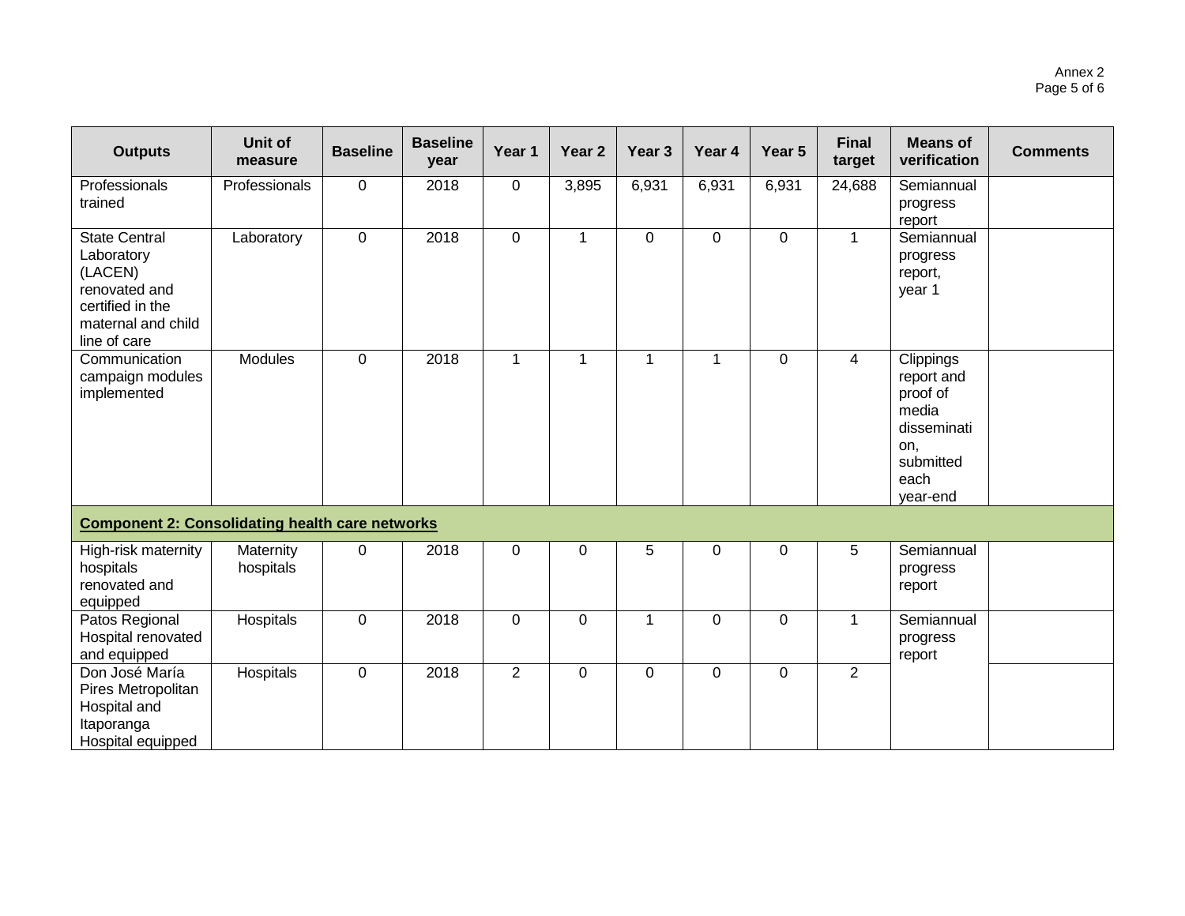| Outputs | Unit of measure | Baseline | Baseline year | Year 1 | Year 2 | Year 3 | Year 4 | Year 5 | Final target | Means of verification | Comments |
|---|---|---|---|---|---|---|---|---|---|---|---|
| Professionals trained | Professionals | 0 | 2018 | 0 | 3,895 | 6,931 | 6,931 | 6,931 | 24,688 | Semiannual progress report | |
| State Central Laboratory (LACEN) renovated and certified in the maternal and child line of care | Laboratory | 0 | 2018 | 0 | 1 | 0 | 0 | 0 | 1 | Semiannual progress report, year 1 | |
| Communication campaign modules implemented | Modules | 0 | 2018 | 1 | 1 | 1 | 1 | 0 | 4 | Clippings report and proof of media dissemination, submitted each year-end | |
| **Component 2: Consolidating health care networks** | | | | | | | | | | | |
| High-risk maternity hospitals renovated and equipped | Maternity hospitals | 0 | 2018 | 0 | 0 | 5 | 0 | 0 | 5 | Semiannual progress report | |
| Patos Regional Hospital renovated and equipped | Hospitals | 0 | 2018 | 0 | 0 | 1 | 0 | 0 | 1 | Semiannual progress report | |
| Don José María Pires Metropolitan Hospital and Itaporanga Hospital equipped | Hospitals | 0 | 2018 | 2 | 0 | 0 | 0 | 0 | 2 | | |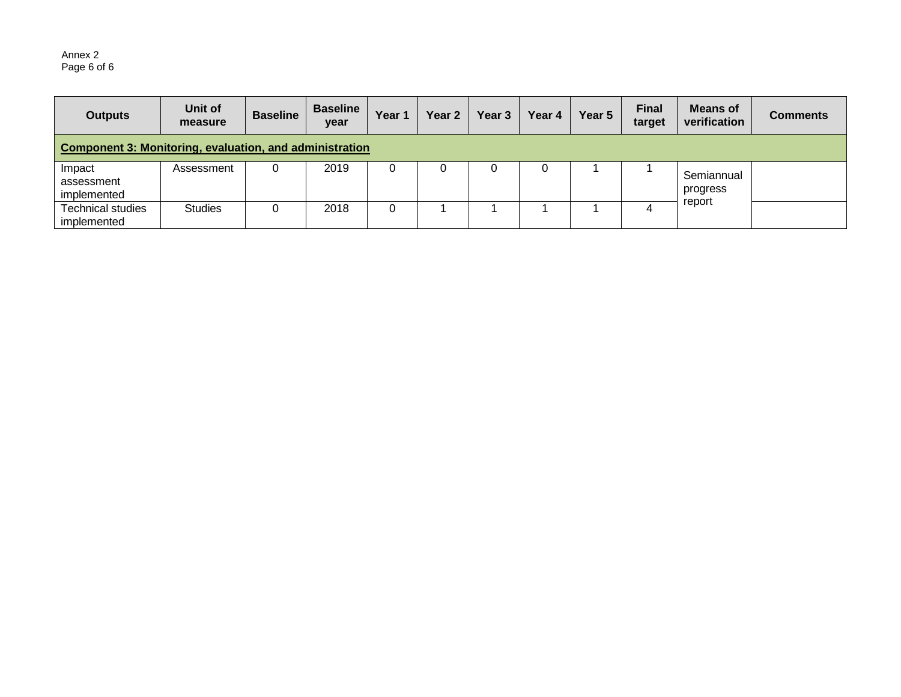| Outputs | Unit of measure | Baseline | Baseline year | Year 1 | Year 2 | Year 3 | Year 4 | Year 5 | Final target | Means of verification | Comments |
|---|---|---|---|---|---|---|---|---|---|---|---|
| **Component 3: Monitoring, evaluation, and administration** | | | | | | | | | | | |
| Impact assessment implemented | Assessment | 0 | 2019 | 0 | 0 | 0 | 0 | 1 | 1 | Semiannual progress report | |
| Technical studies implemented | Studies | 0 | 2018 | 0 | 1 | 1 | 1 | 1 | 4 | | |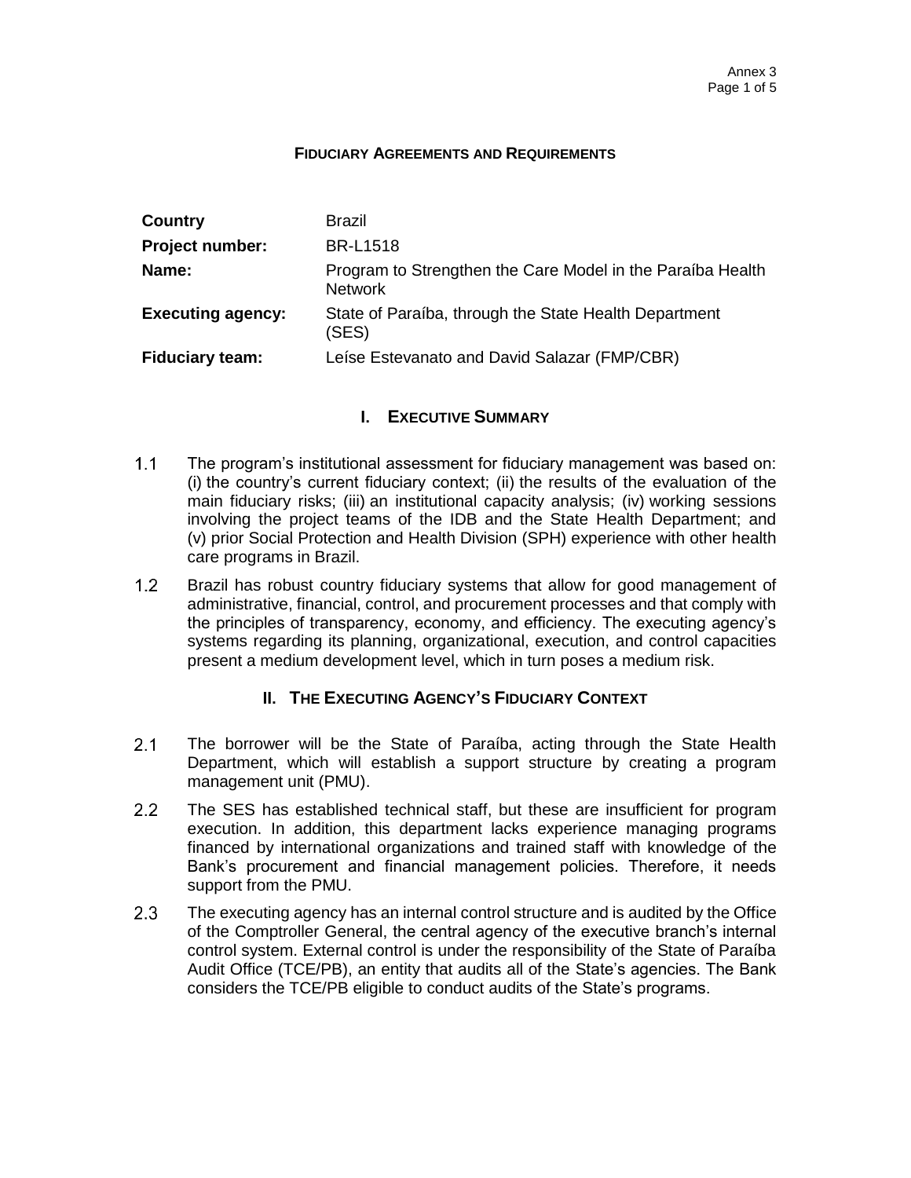# FIDUCIARY AGREEMENTS AND REQUIREMENTS

| **Country** | Brazil |
|---|---|
| **Project number:** | BR-L1518 |
| **Name:** | Program to Strengthen the Care Model in the Paraíba Health Network |
| **Executing agency:** | State of Paraíba, through the State Health Department (SES) |
| **Fiduciary team:** | Leíse Estevanato and David Salazar (FMP/CBR) |

## I. EXECUTIVE SUMMARY

1.1 The program's institutional assessment for fiduciary management was based on: (i) the country's current fiduciary context; (ii) the results of the evaluation of the main fiduciary risks; (iii) an institutional capacity analysis; (iv) working sessions involving the project teams of the IDB and the State Health Department; and (v) prior Social Protection and Health Division (SPH) experience with other health care programs in Brazil.

1.2 Brazil has robust country fiduciary systems that allow for good management of administrative, financial, control, and procurement processes and that comply with the principles of transparency, economy, and efficiency. The executing agency's systems regarding its planning, organizational, execution, and control capacities present a medium development level, which in turn poses a medium risk.

## II. THE EXECUTING AGENCY'S FIDUCIARY CONTEXT

2.1 The borrower will be the State of Paraíba, acting through the State Health Department, which will establish a support structure by creating a program management unit (PMU).

2.2 The SES has established technical staff, but these are insufficient for program execution. In addition, this department lacks experience managing programs financed by international organizations and trained staff with knowledge of the Bank's procurement and financial management policies. Therefore, it needs support from the PMU.

2.3 The executing agency has an internal control structure and is audited by the Office of the Comptroller General, the central agency of the executive branch's internal control system. External control is under the responsibility of the State of Paraíba Audit Office (TCE/PB), an entity that audits all of the State's agencies. The Bank considers the TCE/PB eligible to conduct audits of the State's programs.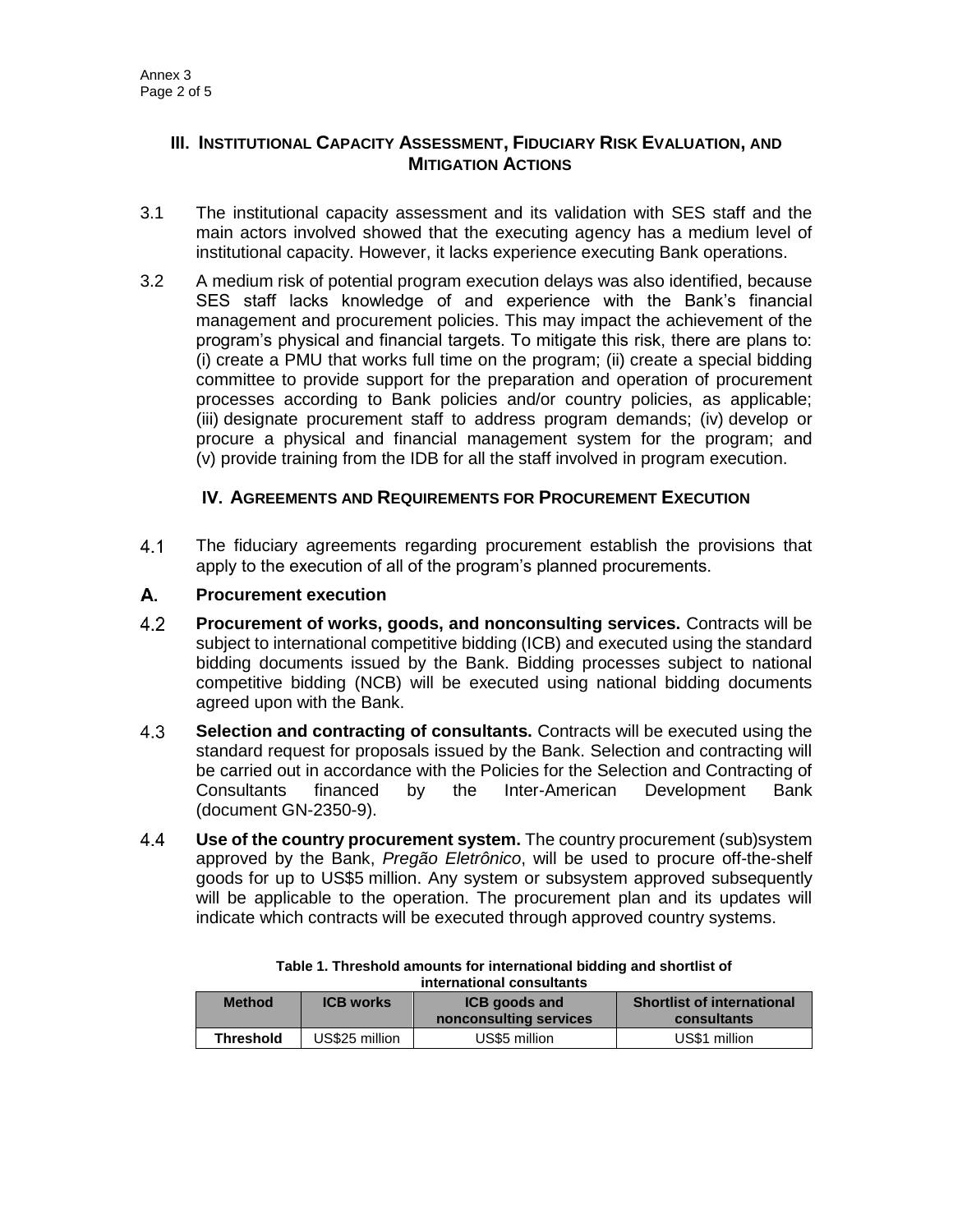## III. Institutional Capacity Assessment, Fiduciary Risk Evaluation, and Mitigation Actions

3.1 The institutional capacity assessment and its validation with SES staff and the main actors involved showed that the executing agency has a medium level of institutional capacity. However, it lacks experience executing Bank operations.

3.2 A medium risk of potential program execution delays was also identified, because SES staff lacks knowledge of and experience with the Bank's financial management and procurement policies. This may impact the achievement of the program's physical and financial targets. To mitigate this risk, there are plans to: (i) create a PMU that works full time on the program; (ii) create a special bidding committee to provide support for the preparation and operation of procurement processes according to Bank policies and/or country policies, as applicable; (iii) designate procurement staff to address program demands; (iv) develop or procure a physical and financial management system for the program; and (v) provide training from the IDB for all the staff involved in program execution.

## IV. Agreements and Requirements for Procurement Execution

4.1 The fiduciary agreements regarding procurement establish the provisions that apply to the execution of all of the program's planned procurements.

### A. Procurement execution

4.2 **Procurement of works, goods, and nonconsulting services.** Contracts will be subject to international competitive bidding (ICB) and executed using the standard bidding documents issued by the Bank. Bidding processes subject to national competitive bidding (NCB) will be executed using national bidding documents agreed upon with the Bank.

4.3 **Selection and contracting of consultants.** Contracts will be executed using the standard request for proposals issued by the Bank. Selection and contracting will be carried out in accordance with the Policies for the Selection and Contracting of Consultants financed by the Inter-American Development Bank (document GN-2350-9).

4.4 **Use of the country procurement system.** The country procurement (sub)system approved by the Bank, *Pregão Eletrônico*, will be used to procure off-the-shelf goods for up to US$5 million. Any system or subsystem approved subsequently will be applicable to the operation. The procurement plan and its updates will indicate which contracts will be executed through approved country systems.

**Table 1. Threshold amounts for international bidding and shortlist of international consultants**

| Method | ICB works | ICB goods and nonconsulting services | Shortlist of international consultants |
|---|---|---|---|
| **Threshold** | US$25 million | US$5 million | US$1 million |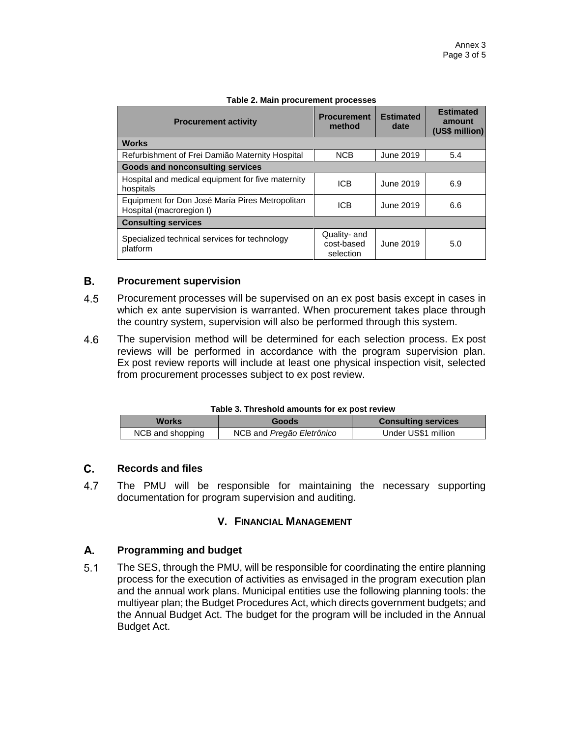**Table 2. Main procurement processes**

| Procurement activity | Procurement method | Estimated date | Estimated amount (US$ million) |
|---|---|---|---|
| **Works** | | | |
| Refurbishment of Frei Damião Maternity Hospital | NCB | June 2019 | 5.4 |
| **Goods and nonconsulting services** | | | |
| Hospital and medical equipment for five maternity hospitals | ICB | June 2019 | 6.9 |
| Equipment for Don José María Pires Metropolitan Hospital (macroregion I) | ICB | June 2019 | 6.6 |
| **Consulting services** | | | |
| Specialized technical services for technology platform | Quality- and cost-based selection | June 2019 | 5.0 |

### B. Procurement supervision

4.5 Procurement processes will be supervised on an ex post basis except in cases in which ex ante supervision is warranted. When procurement takes place through the country system, supervision will also be performed through this system.

4.6 The supervision method will be determined for each selection process. Ex post reviews will be performed in accordance with the program supervision plan. Ex post review reports will include at least one physical inspection visit, selected from procurement processes subject to ex post review.

**Table 3. Threshold amounts for ex post review**

| Works | Goods | Consulting services |
|---|---|---|
| NCB and shopping | NCB and *Pregão Eletrônico* | Under US$1 million |

### C. Records and files

4.7 The PMU will be responsible for maintaining the necessary supporting documentation for program supervision and auditing.

## V. FINANCIAL MANAGEMENT

### A. Programming and budget

5.1 The SES, through the PMU, will be responsible for coordinating the entire planning process for the execution of activities as envisaged in the program execution plan and the annual work plans. Municipal entities use the following planning tools: the multiyear plan; the Budget Procedures Act, which directs government budgets; and the Annual Budget Act. The budget for the program will be included in the Annual Budget Act.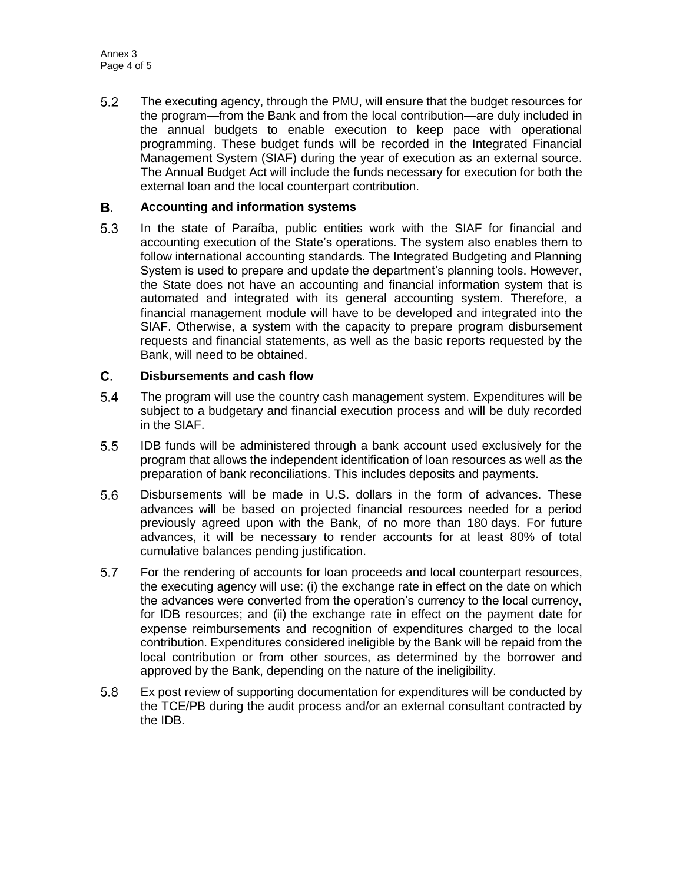5.2 The executing agency, through the PMU, will ensure that the budget resources for the program—from the Bank and from the local contribution—are duly included in the annual budgets to enable execution to keep pace with operational programming. These budget funds will be recorded in the Integrated Financial Management System (SIAF) during the year of execution as an external source. The Annual Budget Act will include the funds necessary for execution for both the external loan and the local counterpart contribution.

## B. Accounting and information systems

5.3 In the state of Paraíba, public entities work with the SIAF for financial and accounting execution of the State's operations. The system also enables them to follow international accounting standards. The Integrated Budgeting and Planning System is used to prepare and update the department's planning tools. However, the State does not have an accounting and financial information system that is automated and integrated with its general accounting system. Therefore, a financial management module will have to be developed and integrated into the SIAF. Otherwise, a system with the capacity to prepare program disbursement requests and financial statements, as well as the basic reports requested by the Bank, will need to be obtained.

## C. Disbursements and cash flow

5.4 The program will use the country cash management system. Expenditures will be subject to a budgetary and financial execution process and will be duly recorded in the SIAF.

5.5 IDB funds will be administered through a bank account used exclusively for the program that allows the independent identification of loan resources as well as the preparation of bank reconciliations. This includes deposits and payments.

5.6 Disbursements will be made in U.S. dollars in the form of advances. These advances will be based on projected financial resources needed for a period previously agreed upon with the Bank, of no more than 180 days. For future advances, it will be necessary to render accounts for at least 80% of total cumulative balances pending justification.

5.7 For the rendering of accounts for loan proceeds and local counterpart resources, the executing agency will use: (i) the exchange rate in effect on the date on which the advances were converted from the operation's currency to the local currency, for IDB resources; and (ii) the exchange rate in effect on the payment date for expense reimbursements and recognition of expenditures charged to the local contribution. Expenditures considered ineligible by the Bank will be repaid from the local contribution or from other sources, as determined by the borrower and approved by the Bank, depending on the nature of the ineligibility.

5.8 Ex post review of supporting documentation for expenditures will be conducted by the TCE/PB during the audit process and/or an external consultant contracted by the IDB.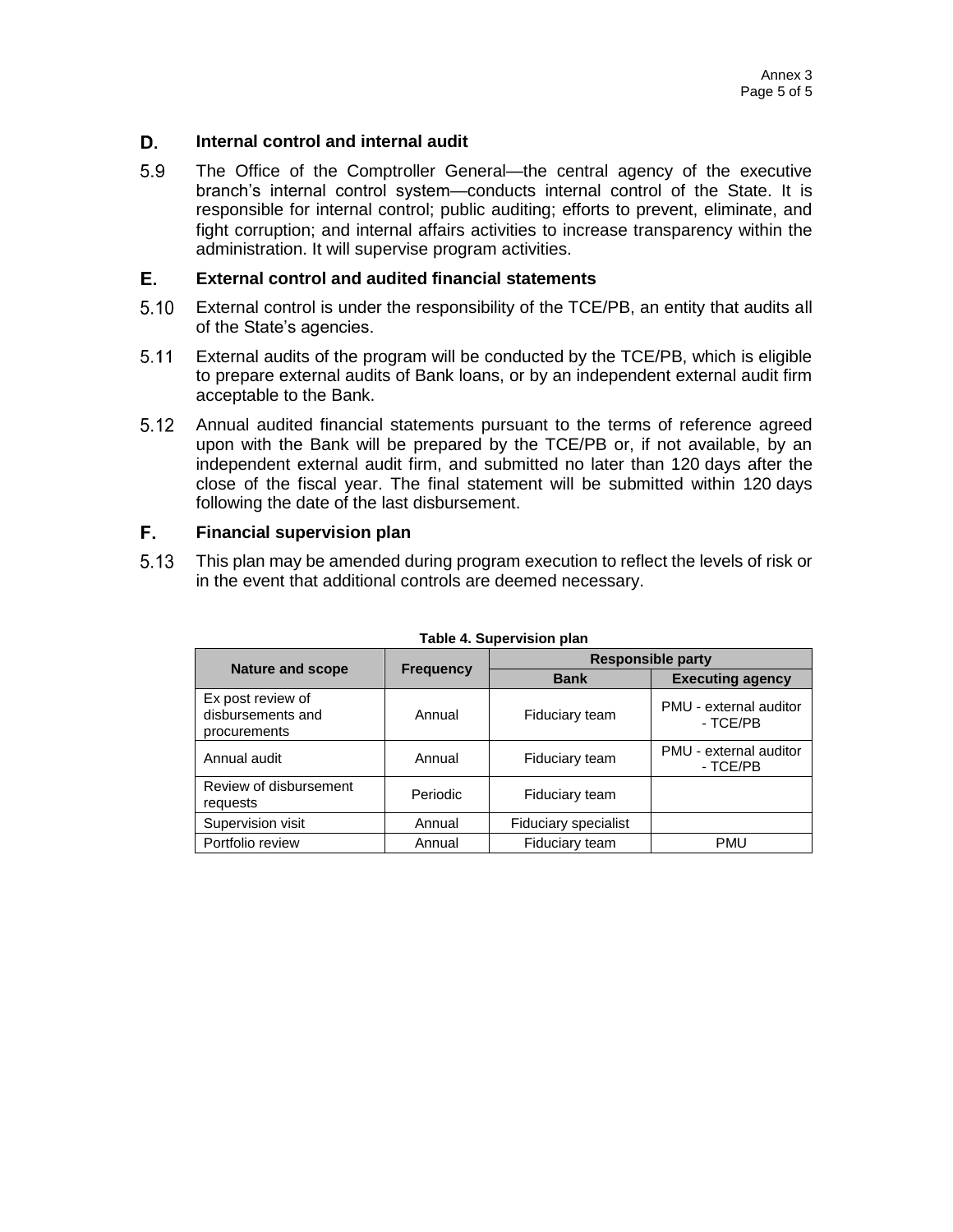## D. Internal control and internal audit

5.9 The Office of the Comptroller General—the central agency of the executive branch's internal control system—conducts internal control of the State. It is responsible for internal control; public auditing; efforts to prevent, eliminate, and fight corruption; and internal affairs activities to increase transparency within the administration. It will supervise program activities.

## E. External control and audited financial statements

5.10 External control is under the responsibility of the TCE/PB, an entity that audits all of the State's agencies.

5.11 External audits of the program will be conducted by the TCE/PB, which is eligible to prepare external audits of Bank loans, or by an independent external audit firm acceptable to the Bank.

5.12 Annual audited financial statements pursuant to the terms of reference agreed upon with the Bank will be prepared by the TCE/PB or, if not available, by an independent external audit firm, and submitted no later than 120 days after the close of the fiscal year. The final statement will be submitted within 120 days following the date of the last disbursement.

## F. Financial supervision plan

5.13 This plan may be amended during program execution to reflect the levels of risk or in the event that additional controls are deemed necessary.

**Table 4. Supervision plan**

| Nature and scope | Frequency | Responsible party | |
|---|---|---|---|
| | | **Bank** | **Executing agency** |
| Ex post review of disbursements and procurements | Annual | Fiduciary team | PMU - external auditor - TCE/PB |
| Annual audit | Annual | Fiduciary team | PMU - external auditor - TCE/PB |
| Review of disbursement requests | Periodic | Fiduciary team | |
| Supervision visit | Annual | Fiduciary specialist | |
| Portfolio review | Annual | Fiduciary team | PMU |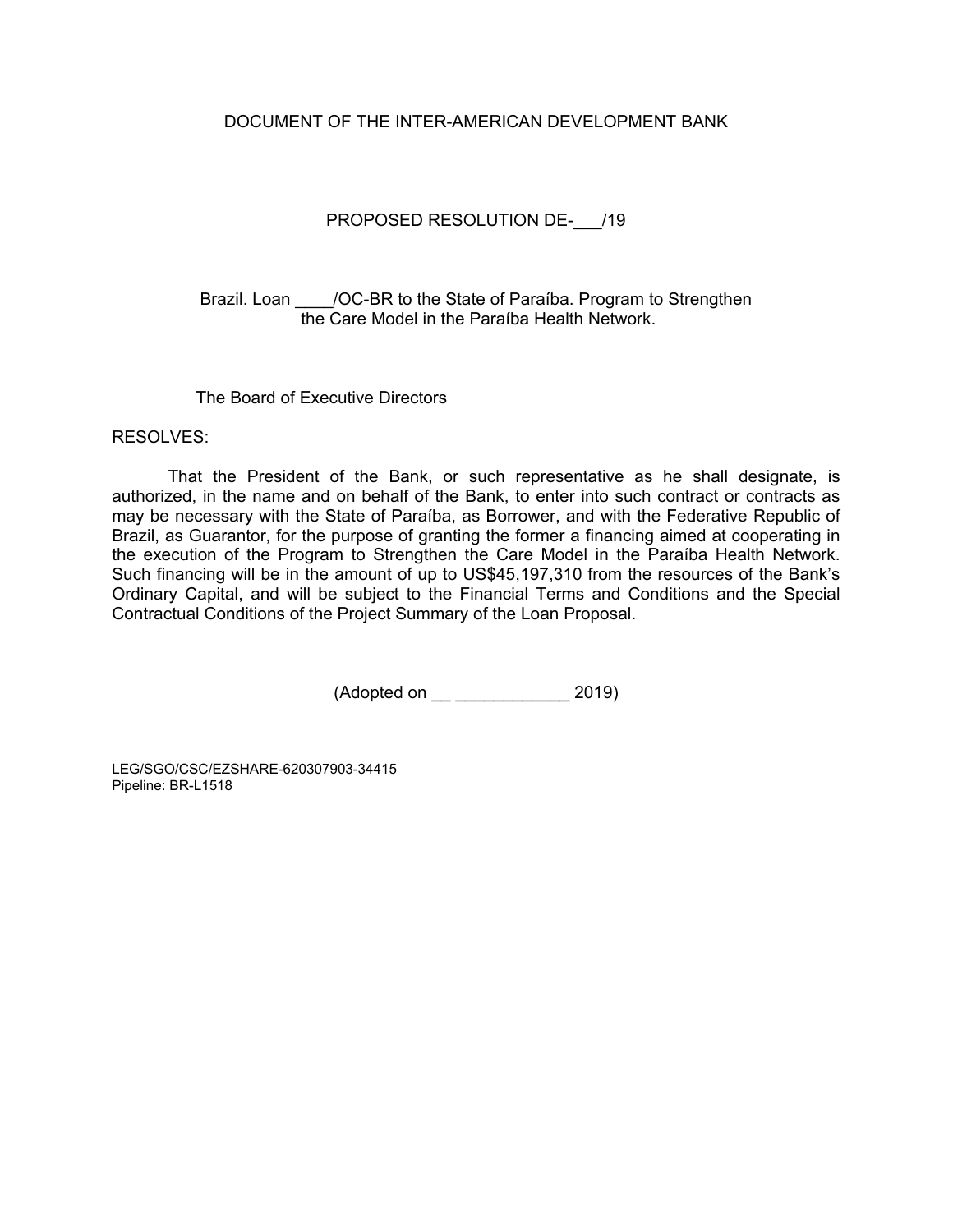DOCUMENT OF THE INTER-AMERICAN DEVELOPMENT BANK

PROPOSED RESOLUTION DE-___/19

Brazil. Loan ____/OC-BR to the State of Paraíba. Program to Strengthen the Care Model in the Paraíba Health Network.

The Board of Executive Directors

RESOLVES:

That the President of the Bank, or such representative as he shall designate, is authorized, in the name and on behalf of the Bank, to enter into such contract or contracts as may be necessary with the State of Paraíba, as Borrower, and with the Federative Republic of Brazil, as Guarantor, for the purpose of granting the former a financing aimed at cooperating in the execution of the Program to Strengthen the Care Model in the Paraíba Health Network. Such financing will be in the amount of up to US$45,197,310 from the resources of the Bank's Ordinary Capital, and will be subject to the Financial Terms and Conditions and the Special Contractual Conditions of the Project Summary of the Loan Proposal.

(Adopted on __ ____________ 2019)

LEG/SGO/CSC/EZSHARE-620307903-34415
Pipeline: BR-L1518